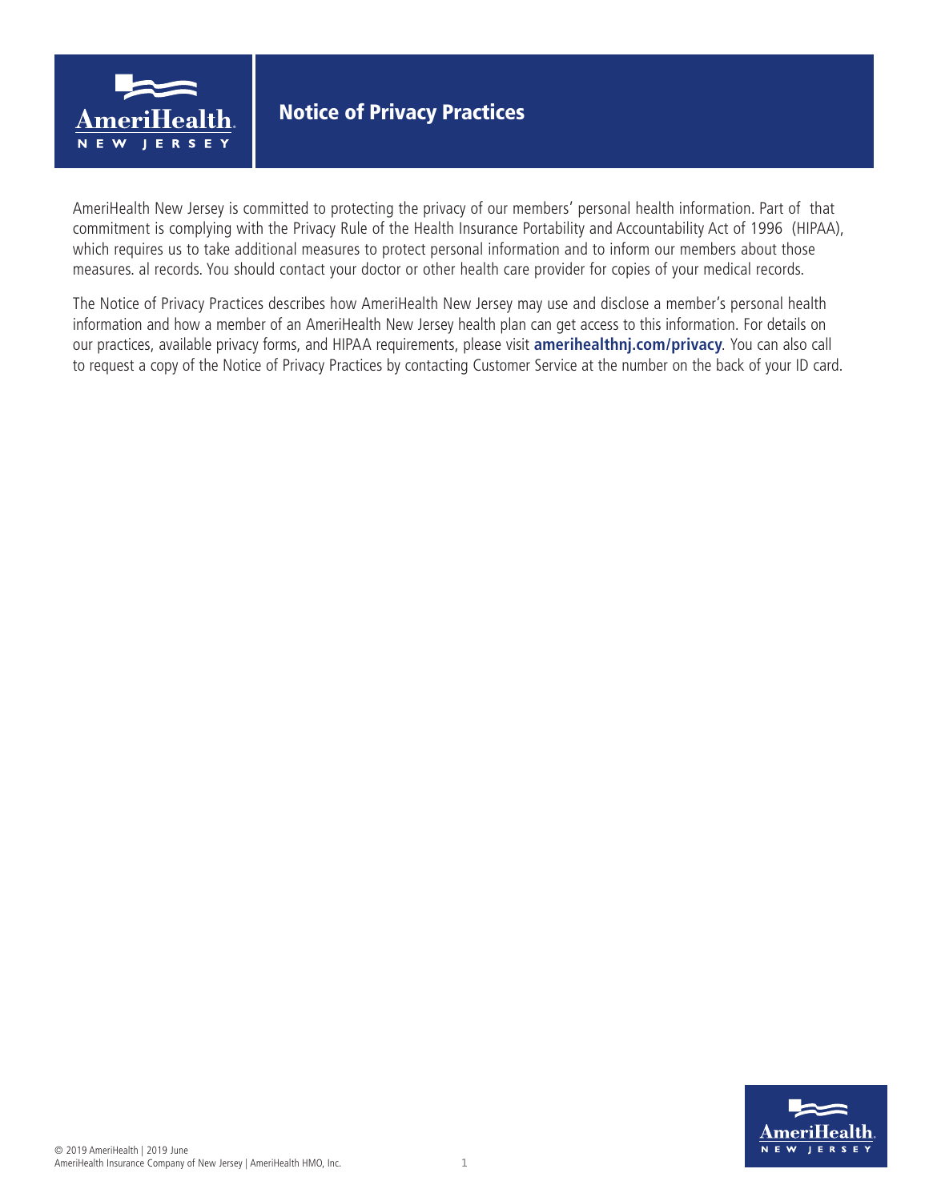# Notice of Privacy Practices

AmeriHealth New Jersey is committed to protecting the privacy of our members' personal health information. Part of that commitment is complying with the Privacy Rule of the Health Insurance Portability and Accountability Act of 1996 (HIPAA), which requires us to take additional measures to protect personal information and to inform our members about those measures. al records. You should contact your doctor or other health care provider for copies of your medical records.

The Notice of Privacy Practices describes how AmeriHealth New Jersey may use and disclose a member's personal health information and how a member of an AmeriHealth New Jersey health plan can get access to this information. For details on our practices, available privacy forms, and HIPAA requirements, please visit **amerihealthnj.com/privacy**. You can also call to request a copy of the Notice of Privacy Practices by contacting Customer Service at the number on the back of your ID card.

© 2019 AmeriHealth | 2019 June
AmeriHealth Insurance Company of New Jersey | AmeriHealth HMO, Inc.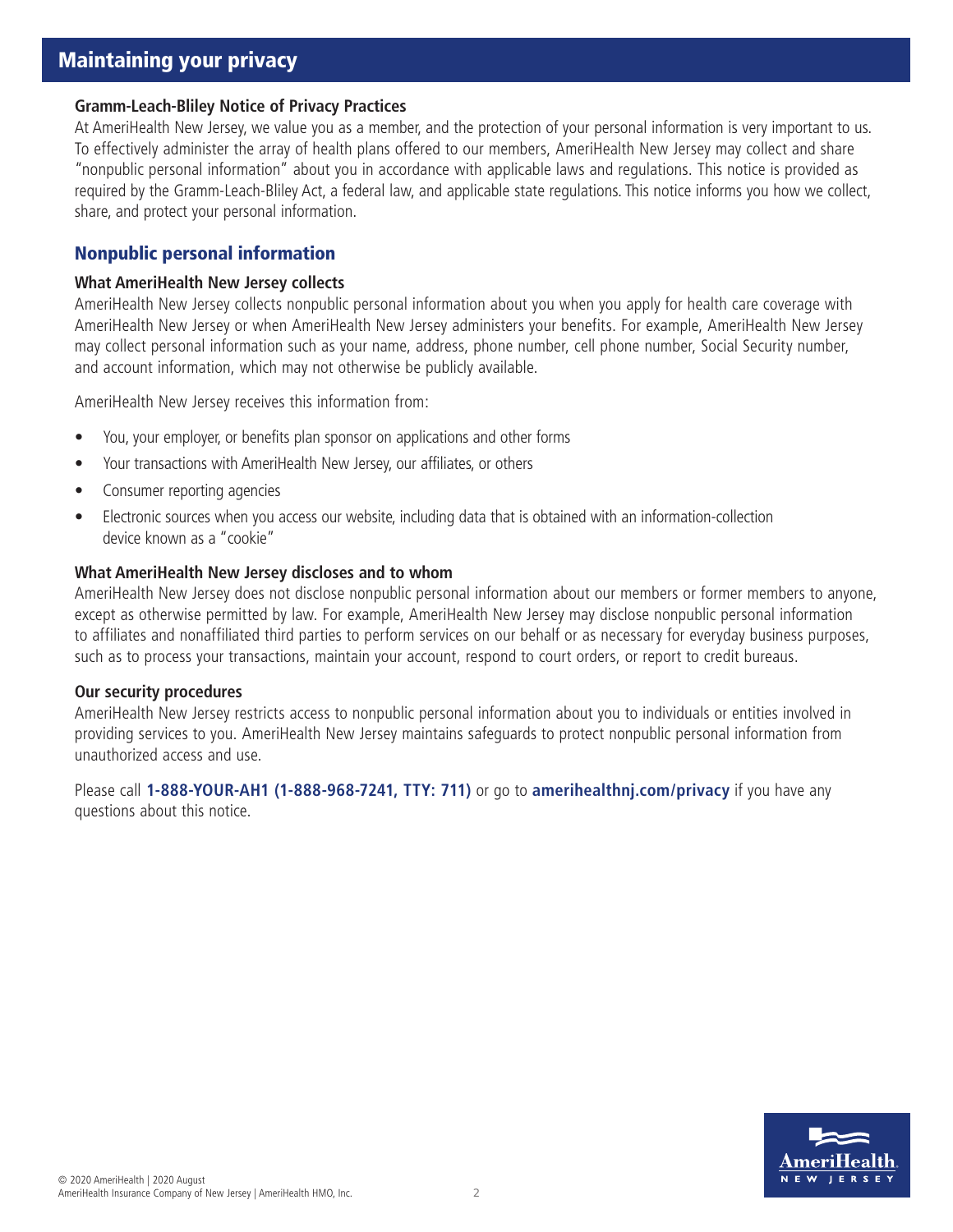# Maintaining your privacy

**Gramm-Leach-Bliley Notice of Privacy Practices**

At AmeriHealth New Jersey, we value you as a member, and the protection of your personal information is very important to us. To effectively administer the array of health plans offered to our members, AmeriHealth New Jersey may collect and share "nonpublic personal information" about you in accordance with applicable laws and regulations. This notice is provided as required by the Gramm-Leach-Bliley Act, a federal law, and applicable state regulations. This notice informs you how we collect, share, and protect your personal information.

## Nonpublic personal information

**What AmeriHealth New Jersey collects**

AmeriHealth New Jersey collects nonpublic personal information about you when you apply for health care coverage with AmeriHealth New Jersey or when AmeriHealth New Jersey administers your benefits. For example, AmeriHealth New Jersey may collect personal information such as your name, address, phone number, cell phone number, Social Security number, and account information, which may not otherwise be publicly available.

AmeriHealth New Jersey receives this information from:

- You, your employer, or benefits plan sponsor on applications and other forms
- Your transactions with AmeriHealth New Jersey, our affiliates, or others
- Consumer reporting agencies
- Electronic sources when you access our website, including data that is obtained with an information-collection device known as a "cookie"

**What AmeriHealth New Jersey discloses and to whom**

AmeriHealth New Jersey does not disclose nonpublic personal information about our members or former members to anyone, except as otherwise permitted by law. For example, AmeriHealth New Jersey may disclose nonpublic personal information to affiliates and nonaffiliated third parties to perform services on our behalf or as necessary for everyday business purposes, such as to process your transactions, maintain your account, respond to court orders, or report to credit bureaus.

**Our security procedures**

AmeriHealth New Jersey restricts access to nonpublic personal information about you to individuals or entities involved in providing services to you. AmeriHealth New Jersey maintains safeguards to protect nonpublic personal information from unauthorized access and use.

Please call **1-888-YOUR-AH1 (1-888-968-7241, TTY: 711)** or go to **amerihealthnj.com/privacy** if you have any questions about this notice.

© 2020 AmeriHealth | 2020 August
AmeriHealth Insurance Company of New Jersey | AmeriHealth HMO, Inc.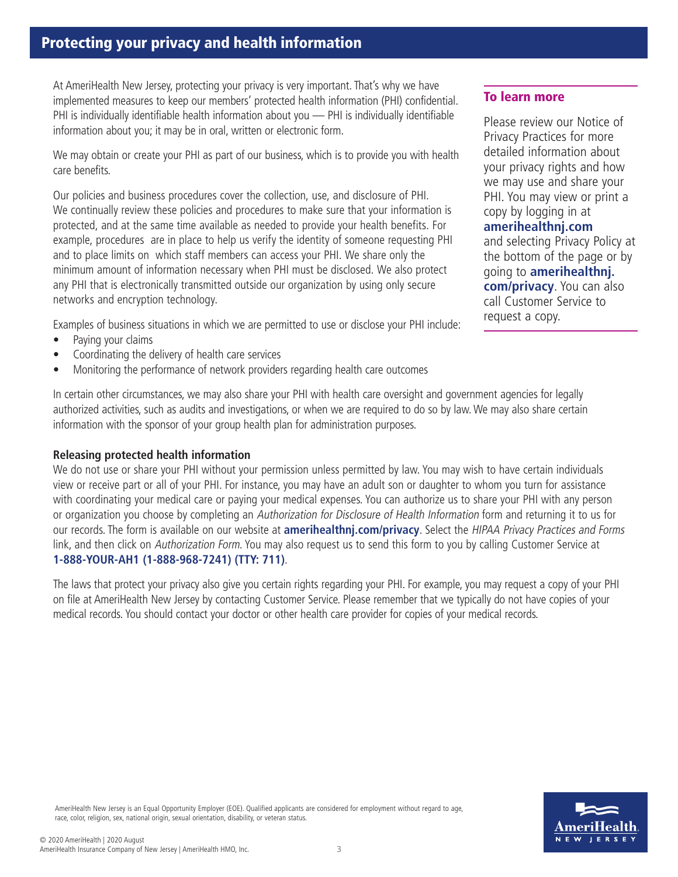## Protecting your privacy and health information

At AmeriHealth New Jersey, protecting your privacy is very important. That's why we have implemented measures to keep our members' protected health information (PHI) confidential. PHI is individually identifiable health information about you — PHI is individually identifiable information about you; it may be in oral, written or electronic form.

We may obtain or create your PHI as part of our business, which is to provide you with health care benefits.

Our policies and business procedures cover the collection, use, and disclosure of PHI. We continually review these policies and procedures to make sure that your information is protected, and at the same time available as needed to provide your health benefits. For example, procedures are in place to help us verify the identity of someone requesting PHI and to place limits on which staff members can access your PHI. We share only the minimum amount of information necessary when PHI must be disclosed. We also protect any PHI that is electronically transmitted outside our organization by using only secure networks and encryption technology.

Examples of business situations in which we are permitted to use or disclose your PHI include:

- Paying your claims
- Coordinating the delivery of health care services
- Monitoring the performance of network providers regarding health care outcomes

In certain other circumstances, we may also share your PHI with health care oversight and government agencies for legally authorized activities, such as audits and investigations, or when we are required to do so by law. We may also share certain information with the sponsor of your group health plan for administration purposes.

### To learn more

Please review our Notice of Privacy Practices for more detailed information about your privacy rights and how we may use and share your PHI. You may view or print a copy by logging in at **amerihealthnj.com** and selecting Privacy Policy at the bottom of the page or by going to **amerihealthnj.com/privacy**. You can also call Customer Service to request a copy.

### Releasing protected health information

We do not use or share your PHI without your permission unless permitted by law. You may wish to have certain individuals view or receive part or all of your PHI. For instance, you may have an adult son or daughter to whom you turn for assistance with coordinating your medical care or paying your medical expenses. You can authorize us to share your PHI with any person or organization you choose by completing an *Authorization for Disclosure of Health Information* form and returning it to us for our records. The form is available on our website at **amerihealthnj.com/privacy**. Select the *HIPAA Privacy Practices and Forms* link, and then click on *Authorization Form*. You may also request us to send this form to you by calling Customer Service at **1-888-YOUR-AH1 (1-888-968-7241) (TTY: 711)**.

The laws that protect your privacy also give you certain rights regarding your PHI. For example, you may request a copy of your PHI on file at AmeriHealth New Jersey by contacting Customer Service. Please remember that we typically do not have copies of your medical records. You should contact your doctor or other health care provider for copies of your medical records.

AmeriHealth New Jersey is an Equal Opportunity Employer (EOE). Qualified applicants are considered for employment without regard to age, race, color, religion, sex, national origin, sexual orientation, disability, or veteran status.

© 2020 AmeriHealth | 2020 August
AmeriHealth Insurance Company of New Jersey | AmeriHealth HMO, Inc.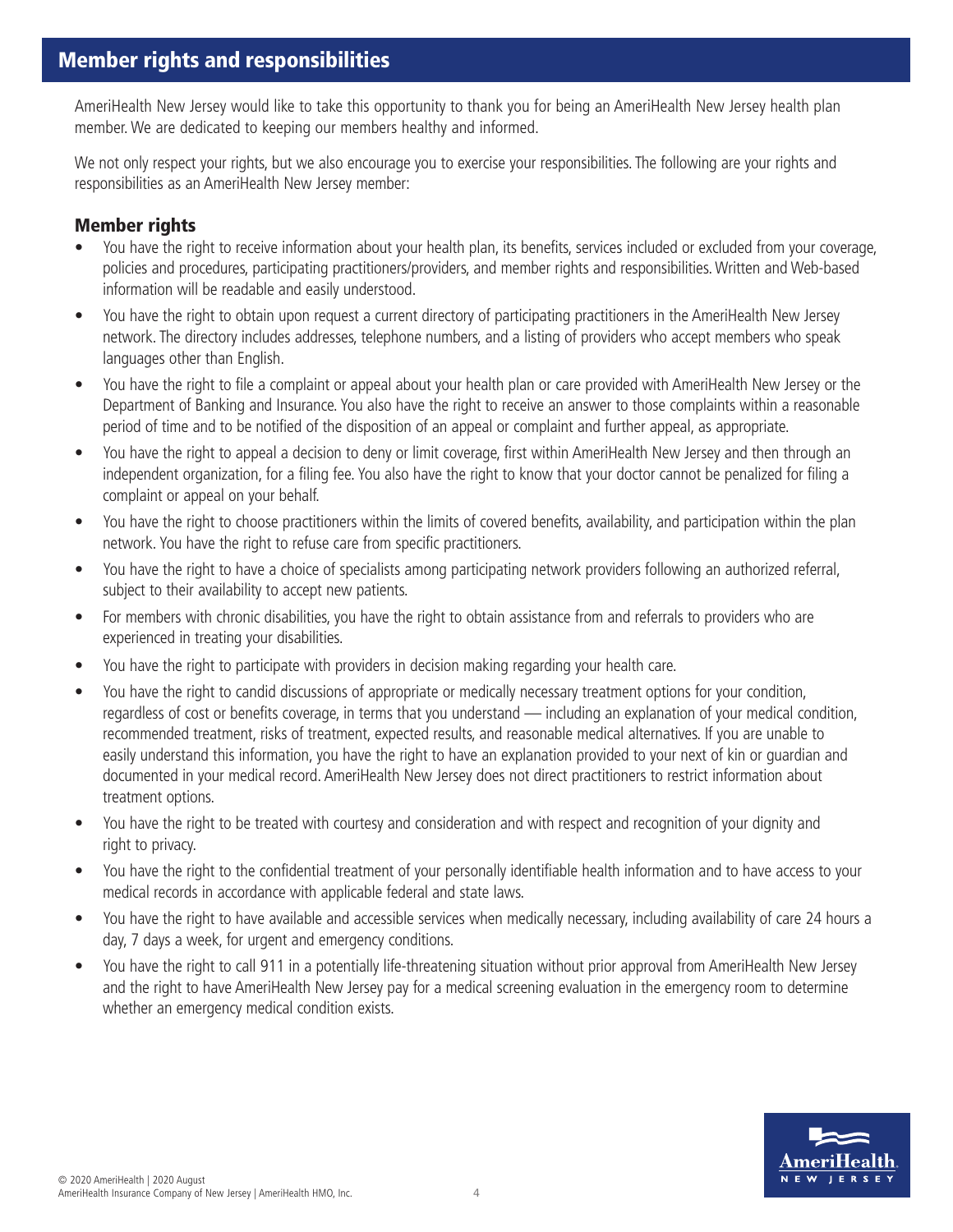## Member rights and responsibilities

AmeriHealth New Jersey would like to take this opportunity to thank you for being an AmeriHealth New Jersey health plan member. We are dedicated to keeping our members healthy and informed.

We not only respect your rights, but we also encourage you to exercise your responsibilities. The following are your rights and responsibilities as an AmeriHealth New Jersey member:

### Member rights

- You have the right to receive information about your health plan, its benefits, services included or excluded from your coverage, policies and procedures, participating practitioners/providers, and member rights and responsibilities. Written and Web-based information will be readable and easily understood.
- You have the right to obtain upon request a current directory of participating practitioners in the AmeriHealth New Jersey network. The directory includes addresses, telephone numbers, and a listing of providers who accept members who speak languages other than English.
- You have the right to file a complaint or appeal about your health plan or care provided with AmeriHealth New Jersey or the Department of Banking and Insurance. You also have the right to receive an answer to those complaints within a reasonable period of time and to be notified of the disposition of an appeal or complaint and further appeal, as appropriate.
- You have the right to appeal a decision to deny or limit coverage, first within AmeriHealth New Jersey and then through an independent organization, for a filing fee. You also have the right to know that your doctor cannot be penalized for filing a complaint or appeal on your behalf.
- You have the right to choose practitioners within the limits of covered benefits, availability, and participation within the plan network. You have the right to refuse care from specific practitioners.
- You have the right to have a choice of specialists among participating network providers following an authorized referral, subject to their availability to accept new patients.
- For members with chronic disabilities, you have the right to obtain assistance from and referrals to providers who are experienced in treating your disabilities.
- You have the right to participate with providers in decision making regarding your health care.
- You have the right to candid discussions of appropriate or medically necessary treatment options for your condition, regardless of cost or benefits coverage, in terms that you understand — including an explanation of your medical condition, recommended treatment, risks of treatment, expected results, and reasonable medical alternatives. If you are unable to easily understand this information, you have the right to have an explanation provided to your next of kin or guardian and documented in your medical record. AmeriHealth New Jersey does not direct practitioners to restrict information about treatment options.
- You have the right to be treated with courtesy and consideration and with respect and recognition of your dignity and right to privacy.
- You have the right to the confidential treatment of your personally identifiable health information and to have access to your medical records in accordance with applicable federal and state laws.
- You have the right to have available and accessible services when medically necessary, including availability of care 24 hours a day, 7 days a week, for urgent and emergency conditions.
- You have the right to call 911 in a potentially life-threatening situation without prior approval from AmeriHealth New Jersey and the right to have AmeriHealth New Jersey pay for a medical screening evaluation in the emergency room to determine whether an emergency medical condition exists.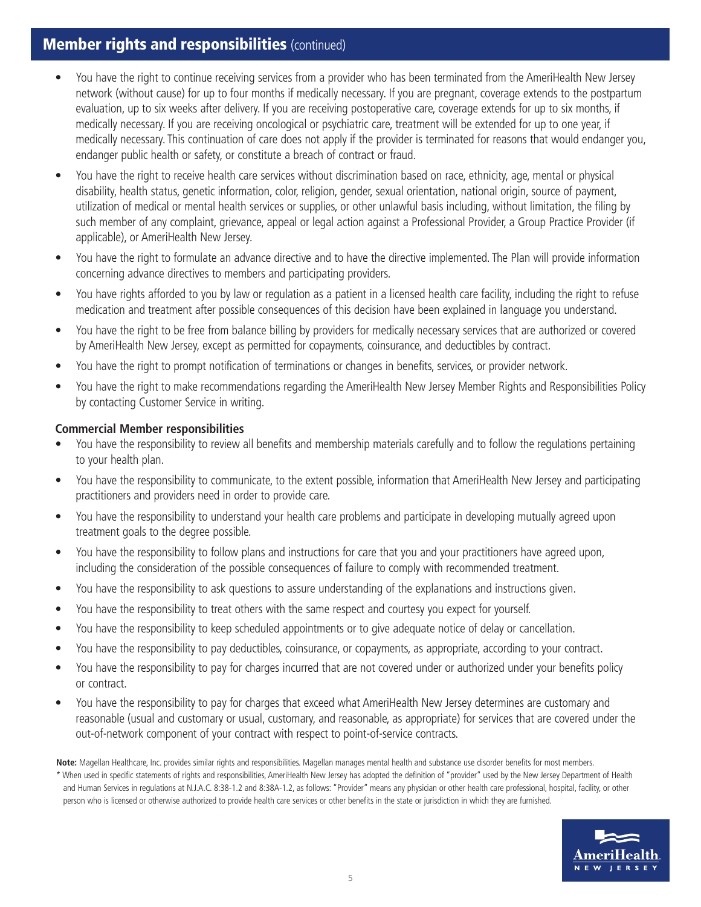## Member rights and responsibilities (continued)

- You have the right to continue receiving services from a provider who has been terminated from the AmeriHealth New Jersey network (without cause) for up to four months if medically necessary. If you are pregnant, coverage extends to the postpartum evaluation, up to six weeks after delivery. If you are receiving postoperative care, coverage extends for up to six months, if medically necessary. If you are receiving oncological or psychiatric care, treatment will be extended for up to one year, if medically necessary. This continuation of care does not apply if the provider is terminated for reasons that would endanger you, endanger public health or safety, or constitute a breach of contract or fraud.
- You have the right to receive health care services without discrimination based on race, ethnicity, age, mental or physical disability, health status, genetic information, color, religion, gender, sexual orientation, national origin, source of payment, utilization of medical or mental health services or supplies, or other unlawful basis including, without limitation, the filing by such member of any complaint, grievance, appeal or legal action against a Professional Provider, a Group Practice Provider (if applicable), or AmeriHealth New Jersey.
- You have the right to formulate an advance directive and to have the directive implemented. The Plan will provide information concerning advance directives to members and participating providers.
- You have rights afforded to you by law or regulation as a patient in a licensed health care facility, including the right to refuse medication and treatment after possible consequences of this decision have been explained in language you understand.
- You have the right to be free from balance billing by providers for medically necessary services that are authorized or covered by AmeriHealth New Jersey, except as permitted for copayments, coinsurance, and deductibles by contract.
- You have the right to prompt notification of terminations or changes in benefits, services, or provider network.
- You have the right to make recommendations regarding the AmeriHealth New Jersey Member Rights and Responsibilities Policy by contacting Customer Service in writing.

**Commercial Member responsibilities**

- You have the responsibility to review all benefits and membership materials carefully and to follow the regulations pertaining to your health plan.
- You have the responsibility to communicate, to the extent possible, information that AmeriHealth New Jersey and participating practitioners and providers need in order to provide care.
- You have the responsibility to understand your health care problems and participate in developing mutually agreed upon treatment goals to the degree possible.
- You have the responsibility to follow plans and instructions for care that you and your practitioners have agreed upon, including the consideration of the possible consequences of failure to comply with recommended treatment.
- You have the responsibility to ask questions to assure understanding of the explanations and instructions given.
- You have the responsibility to treat others with the same respect and courtesy you expect for yourself.
- You have the responsibility to keep scheduled appointments or to give adequate notice of delay or cancellation.
- You have the responsibility to pay deductibles, coinsurance, or copayments, as appropriate, according to your contract.
- You have the responsibility to pay for charges incurred that are not covered under or authorized under your benefits policy or contract.
- You have the responsibility to pay for charges that exceed what AmeriHealth New Jersey determines are customary and reasonable (usual and customary or usual, customary, and reasonable, as appropriate) for services that are covered under the out-of-network component of your contract with respect to point-of-service contracts.

**Note:** Magellan Healthcare, Inc. provides similar rights and responsibilities. Magellan manages mental health and substance use disorder benefits for most members.

* When used in specific statements of rights and responsibilities, AmeriHealth New Jersey has adopted the definition of "provider" used by the New Jersey Department of Health and Human Services in regulations at N.J.A.C. 8:38-1.2 and 8:38A-1.2, as follows: "Provider" means any physician or other health care professional, hospital, facility, or other person who is licensed or otherwise authorized to provide health care services or other benefits in the state or jurisdiction in which they are furnished.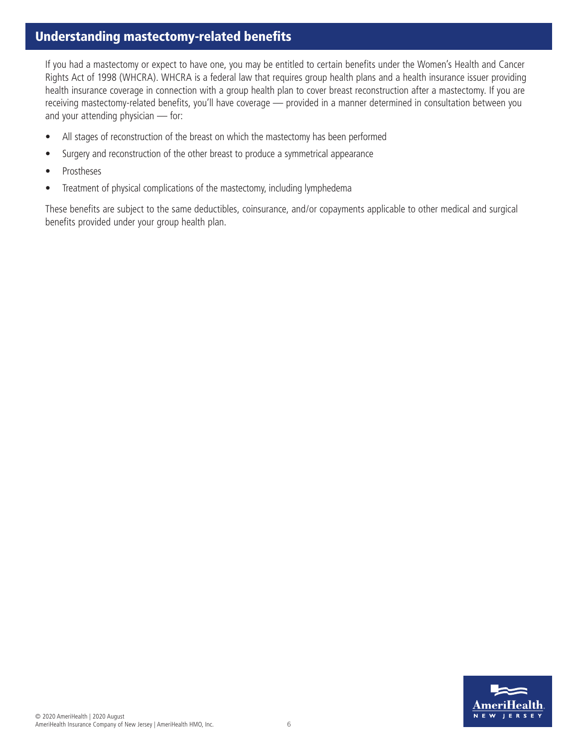## Understanding mastectomy-related benefits

If you had a mastectomy or expect to have one, you may be entitled to certain benefits under the Women's Health and Cancer Rights Act of 1998 (WHCRA). WHCRA is a federal law that requires group health plans and a health insurance issuer providing health insurance coverage in connection with a group health plan to cover breast reconstruction after a mastectomy. If you are receiving mastectomy-related benefits, you'll have coverage — provided in a manner determined in consultation between you and your attending physician — for:

- All stages of reconstruction of the breast on which the mastectomy has been performed
- Surgery and reconstruction of the other breast to produce a symmetrical appearance
- Prostheses
- Treatment of physical complications of the mastectomy, including lymphedema

These benefits are subject to the same deductibles, coinsurance, and/or copayments applicable to other medical and surgical benefits provided under your group health plan.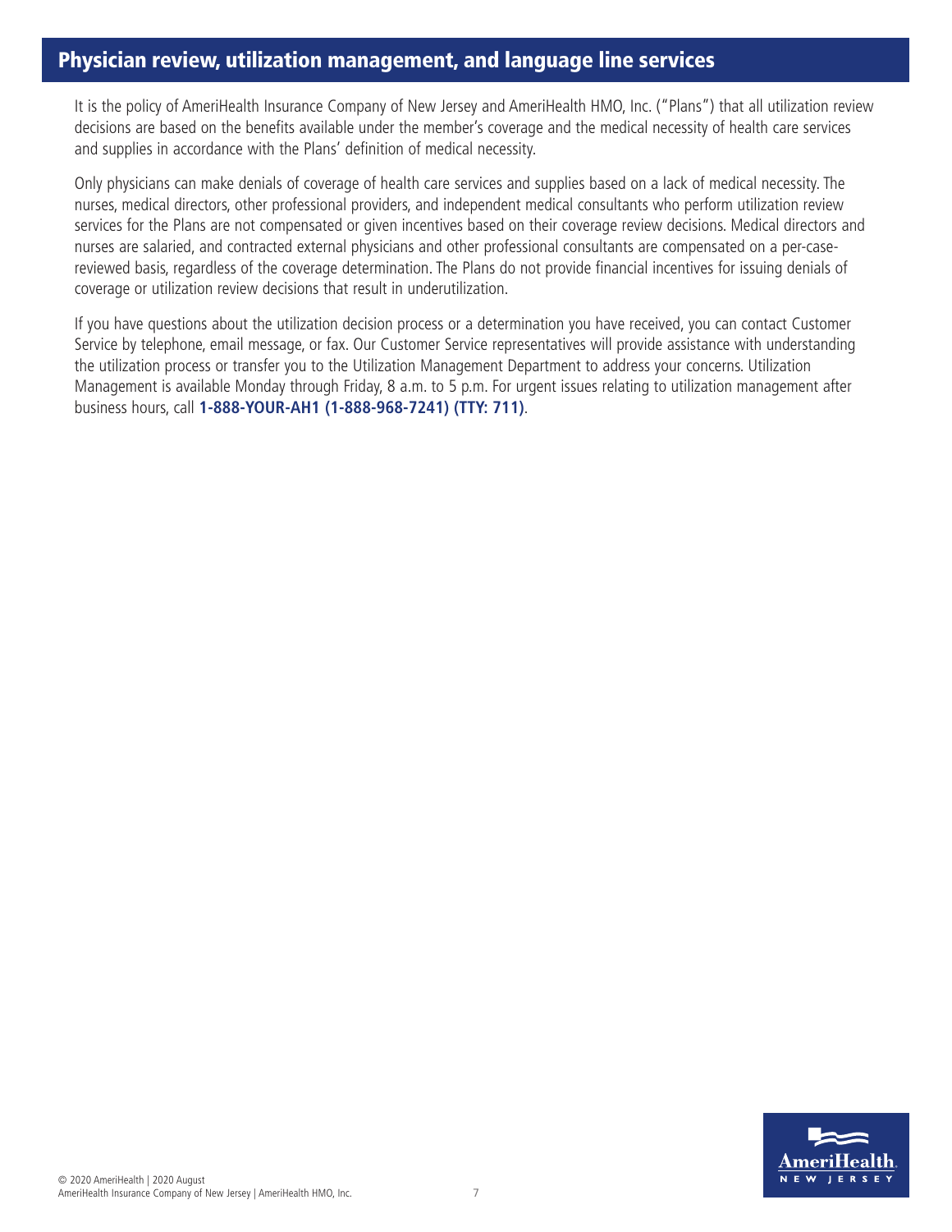## Physician review, utilization management, and language line services

It is the policy of AmeriHealth Insurance Company of New Jersey and AmeriHealth HMO, Inc. ("Plans") that all utilization review decisions are based on the benefits available under the member's coverage and the medical necessity of health care services and supplies in accordance with the Plans' definition of medical necessity.

Only physicians can make denials of coverage of health care services and supplies based on a lack of medical necessity. The nurses, medical directors, other professional providers, and independent medical consultants who perform utilization review services for the Plans are not compensated or given incentives based on their coverage review decisions. Medical directors and nurses are salaried, and contracted external physicians and other professional consultants are compensated on a per-case-reviewed basis, regardless of the coverage determination. The Plans do not provide financial incentives for issuing denials of coverage or utilization review decisions that result in underutilization.

If you have questions about the utilization decision process or a determination you have received, you can contact Customer Service by telephone, email message, or fax. Our Customer Service representatives will provide assistance with understanding the utilization process or transfer you to the Utilization Management Department to address your concerns. Utilization Management is available Monday through Friday, 8 a.m. to 5 p.m. For urgent issues relating to utilization management after business hours, call **1-888-YOUR-AH1 (1-888-968-7241) (TTY: 711)**.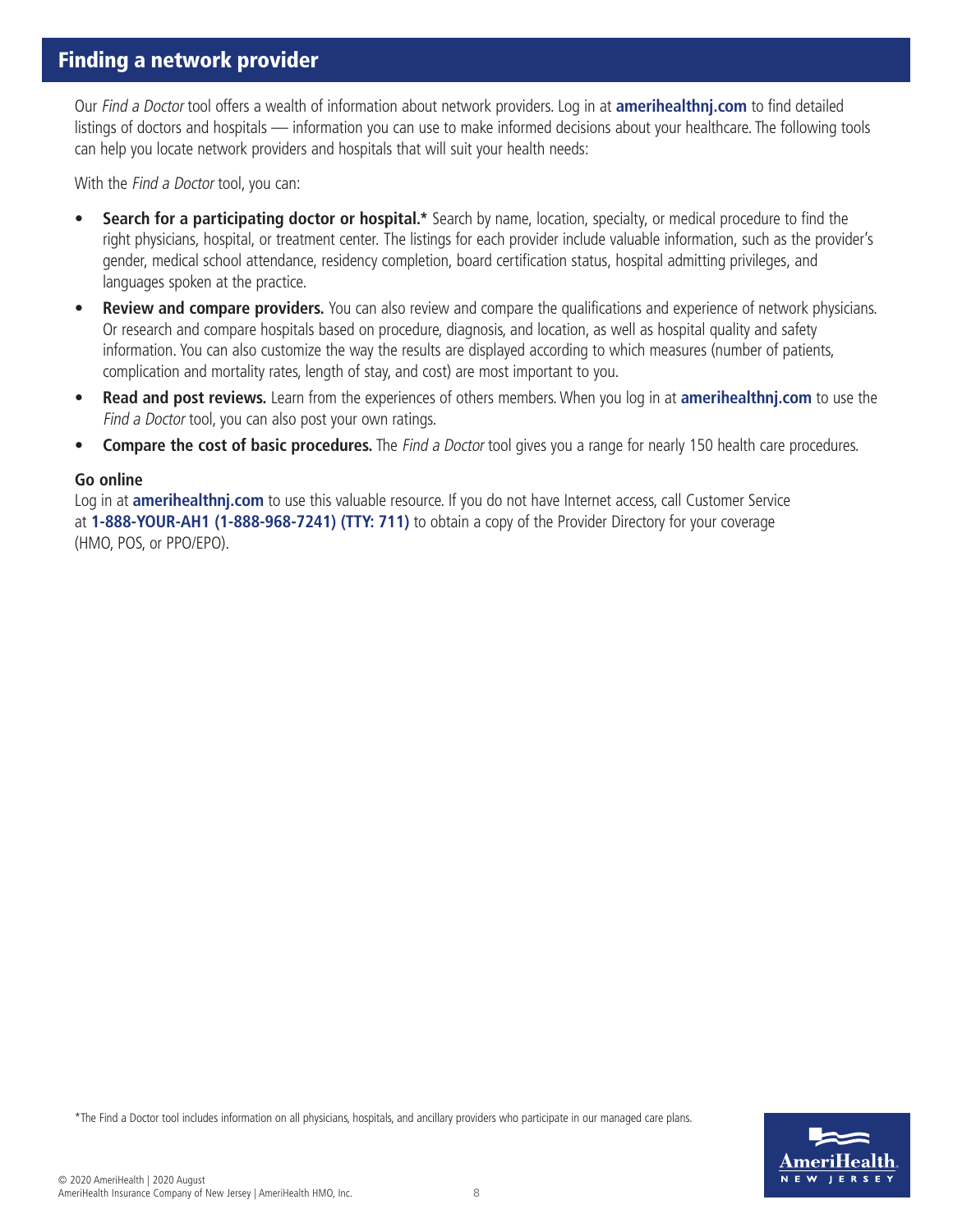## Finding a network provider

Our *Find a Doctor* tool offers a wealth of information about network providers. Log in at **amerihealthnj.com** to find detailed listings of doctors and hospitals — information you can use to make informed decisions about your healthcare. The following tools can help you locate network providers and hospitals that will suit your health needs:

With the *Find a Doctor* tool, you can:

- **Search for a participating doctor or hospital.*** Search by name, location, specialty, or medical procedure to find the right physicians, hospital, or treatment center. The listings for each provider include valuable information, such as the provider's gender, medical school attendance, residency completion, board certification status, hospital admitting privileges, and languages spoken at the practice.
- **Review and compare providers.** You can also review and compare the qualifications and experience of network physicians. Or research and compare hospitals based on procedure, diagnosis, and location, as well as hospital quality and safety information. You can also customize the way the results are displayed according to which measures (number of patients, complication and mortality rates, length of stay, and cost) are most important to you.
- **Read and post reviews.** Learn from the experiences of others members. When you log in at **amerihealthnj.com** to use the *Find a Doctor* tool, you can also post your own ratings.
- **Compare the cost of basic procedures.** The *Find a Doctor* tool gives you a range for nearly 150 health care procedures.

**Go online**

Log in at **amerihealthnj.com** to use this valuable resource. If you do not have Internet access, call Customer Service at **1-888-YOUR-AH1 (1-888-968-7241) (TTY: 711)** to obtain a copy of the Provider Directory for your coverage (HMO, POS, or PPO/EPO).

*The Find a Doctor tool includes information on all physicians, hospitals, and ancillary providers who participate in our managed care plans.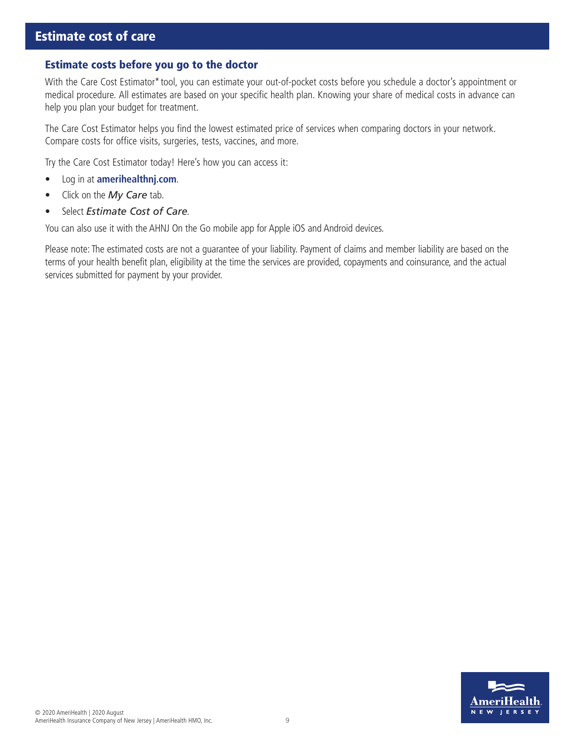# Estimate cost of care

## Estimate costs before you go to the doctor

With the Care Cost Estimator* tool, you can estimate your out-of-pocket costs before you schedule a doctor's appointment or medical procedure. All estimates are based on your specific health plan. Knowing your share of medical costs in advance can help you plan your budget for treatment.

The Care Cost Estimator helps you find the lowest estimated price of services when comparing doctors in your network. Compare costs for office visits, surgeries, tests, vaccines, and more.

Try the Care Cost Estimator today! Here's how you can access it:

- Log in at **amerihealthnj.com**.
- Click on the *My Care* tab.
- Select *Estimate Cost of Care*.

You can also use it with the AHNJ On the Go mobile app for Apple iOS and Android devices.

Please note: The estimated costs are not a guarantee of your liability. Payment of claims and member liability are based on the terms of your health benefit plan, eligibility at the time the services are provided, copayments and coinsurance, and the actual services submitted for payment by your provider.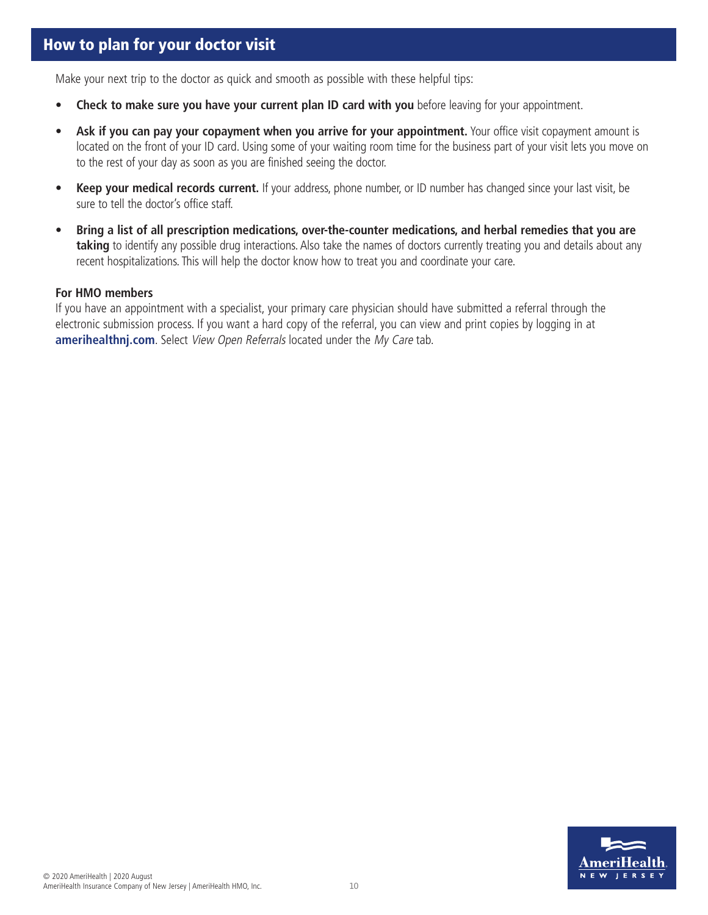## How to plan for your doctor visit

Make your next trip to the doctor as quick and smooth as possible with these helpful tips:

- **Check to make sure you have your current plan ID card with you** before leaving for your appointment.
- **Ask if you can pay your copayment when you arrive for your appointment.** Your office visit copayment amount is located on the front of your ID card. Using some of your waiting room time for the business part of your visit lets you move on to the rest of your day as soon as you are finished seeing the doctor.
- **Keep your medical records current.** If your address, phone number, or ID number has changed since your last visit, be sure to tell the doctor's office staff.
- **Bring a list of all prescription medications, over-the-counter medications, and herbal remedies that you are taking** to identify any possible drug interactions. Also take the names of doctors currently treating you and details about any recent hospitalizations. This will help the doctor know how to treat you and coordinate your care.

**For HMO members**

If you have an appointment with a specialist, your primary care physician should have submitted a referral through the electronic submission process. If you want a hard copy of the referral, you can view and print copies by logging in at **amerihealthnj.com**. Select *View Open Referrals* located under the *My Care* tab.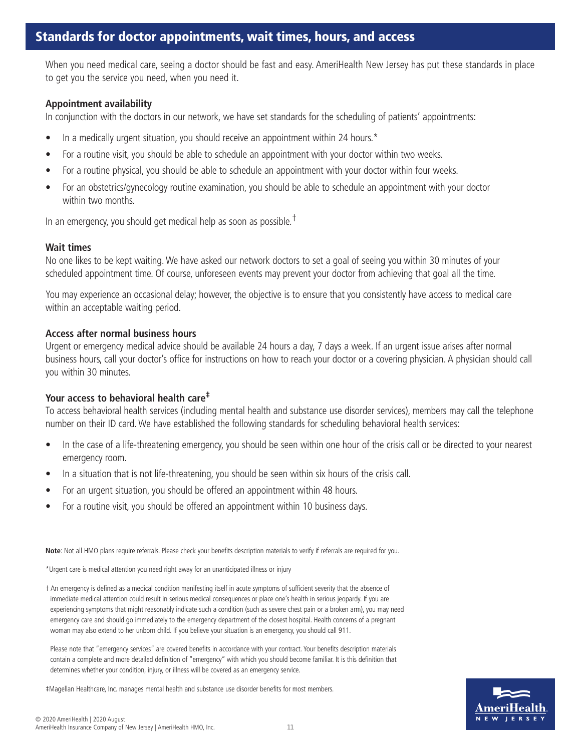## Standards for doctor appointments, wait times, hours, and access

When you need medical care, seeing a doctor should be fast and easy. AmeriHealth New Jersey has put these standards in place to get you the service you need, when you need it.

### Appointment availability

In conjunction with the doctors in our network, we have set standards for the scheduling of patients' appointments:

- In a medically urgent situation, you should receive an appointment within 24 hours.*
- For a routine visit, you should be able to schedule an appointment with your doctor within two weeks.
- For a routine physical, you should be able to schedule an appointment with your doctor within four weeks.
- For an obstetrics/gynecology routine examination, you should be able to schedule an appointment with your doctor within two months.

In an emergency, you should get medical help as soon as possible.†

### Wait times

No one likes to be kept waiting. We have asked our network doctors to set a goal of seeing you within 30 minutes of your scheduled appointment time. Of course, unforeseen events may prevent your doctor from achieving that goal all the time.

You may experience an occasional delay; however, the objective is to ensure that you consistently have access to medical care within an acceptable waiting period.

### Access after normal business hours

Urgent or emergency medical advice should be available 24 hours a day, 7 days a week. If an urgent issue arises after normal business hours, call your doctor's office for instructions on how to reach your doctor or a covering physician. A physician should call you within 30 minutes.

### Your access to behavioral health care‡

To access behavioral health services (including mental health and substance use disorder services), members may call the telephone number on their ID card. We have established the following standards for scheduling behavioral health services:

- In the case of a life-threatening emergency, you should be seen within one hour of the crisis call or be directed to your nearest emergency room.
- In a situation that is not life-threatening, you should be seen within six hours of the crisis call.
- For an urgent situation, you should be offered an appointment within 48 hours.
- For a routine visit, you should be offered an appointment within 10 business days.

**Note**: Not all HMO plans require referrals. Please check your benefits description materials to verify if referrals are required for you.

*Urgent care is medical attention you need right away for an unanticipated illness or injury

† An emergency is defined as a medical condition manifesting itself in acute symptoms of sufficient severity that the absence of immediate medical attention could result in serious medical consequences or place one's health in serious jeopardy. If you are experiencing symptoms that might reasonably indicate such a condition (such as severe chest pain or a broken arm), you may need emergency care and should go immediately to the emergency department of the closest hospital. Health concerns of a pregnant woman may also extend to her unborn child. If you believe your situation is an emergency, you should call 911.

Please note that "emergency services" are covered benefits in accordance with your contract. Your benefits description materials contain a complete and more detailed definition of "emergency" with which you should become familiar. It is this definition that determines whether your condition, injury, or illness will be covered as an emergency service.

‡Magellan Healthcare, Inc. manages mental health and substance use disorder benefits for most members.

© 2020 AmeriHealth | 2020 August
AmeriHealth Insurance Company of New Jersey | AmeriHealth HMO, Inc.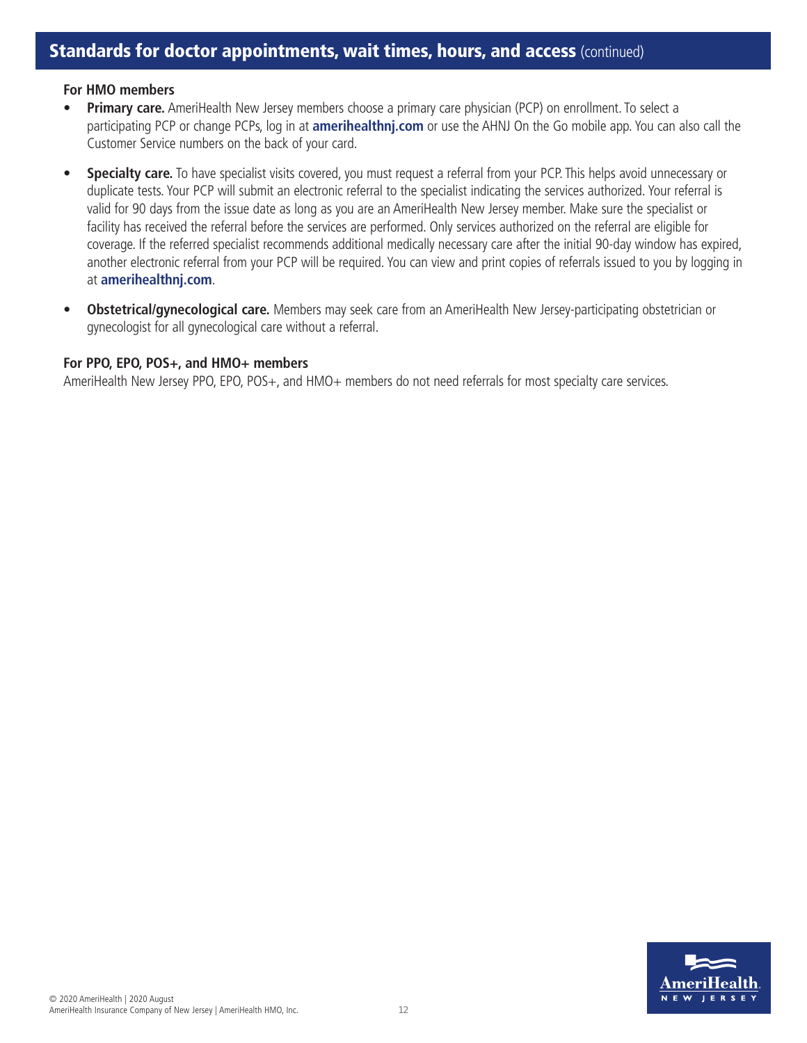## Standards for doctor appointments, wait times, hours, and access (continued)

**For HMO members**

- **Primary care.** AmeriHealth New Jersey members choose a primary care physician (PCP) on enrollment. To select a participating PCP or change PCPs, log in at **amerihealthnj.com** or use the AHNJ On the Go mobile app. You can also call the Customer Service numbers on the back of your card.
- **Specialty care.** To have specialist visits covered, you must request a referral from your PCP. This helps avoid unnecessary or duplicate tests. Your PCP will submit an electronic referral to the specialist indicating the services authorized. Your referral is valid for 90 days from the issue date as long as you are an AmeriHealth New Jersey member. Make sure the specialist or facility has received the referral before the services are performed. Only services authorized on the referral are eligible for coverage. If the referred specialist recommends additional medically necessary care after the initial 90-day window has expired, another electronic referral from your PCP will be required. You can view and print copies of referrals issued to you by logging in at **amerihealthnj.com**.
- **Obstetrical/gynecological care.** Members may seek care from an AmeriHealth New Jersey-participating obstetrician or gynecologist for all gynecological care without a referral.

**For PPO, EPO, POS+, and HMO+ members**

AmeriHealth New Jersey PPO, EPO, POS+, and HMO+ members do not need referrals for most specialty care services.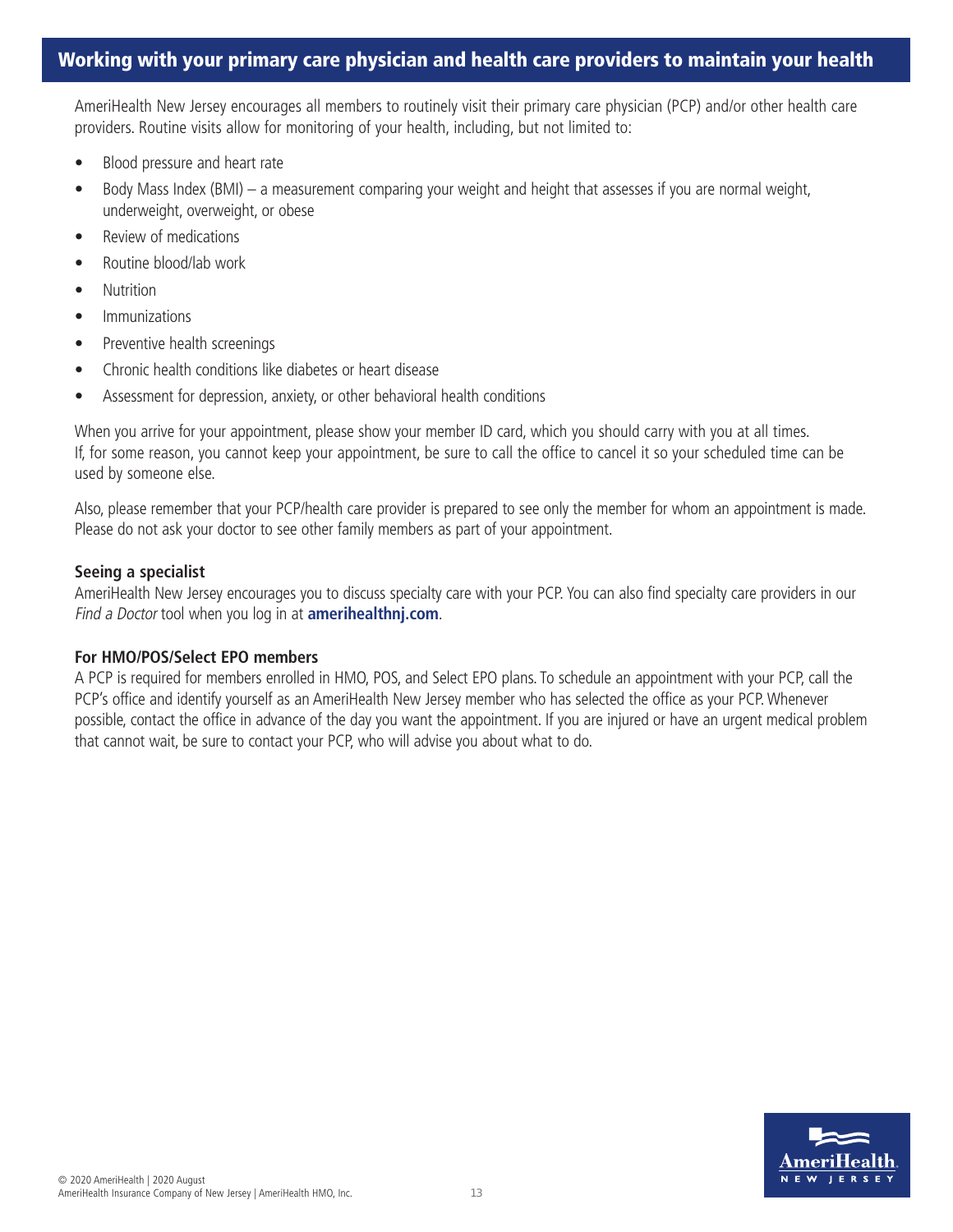## Working with your primary care physician and health care providers to maintain your health

AmeriHealth New Jersey encourages all members to routinely visit their primary care physician (PCP) and/or other health care providers. Routine visits allow for monitoring of your health, including, but not limited to:

- Blood pressure and heart rate
- Body Mass Index (BMI) – a measurement comparing your weight and height that assesses if you are normal weight, underweight, overweight, or obese
- Review of medications
- Routine blood/lab work
- Nutrition
- Immunizations
- Preventive health screenings
- Chronic health conditions like diabetes or heart disease
- Assessment for depression, anxiety, or other behavioral health conditions

When you arrive for your appointment, please show your member ID card, which you should carry with you at all times. If, for some reason, you cannot keep your appointment, be sure to call the office to cancel it so your scheduled time can be used by someone else.

Also, please remember that your PCP/health care provider is prepared to see only the member for whom an appointment is made. Please do not ask your doctor to see other family members as part of your appointment.

**Seeing a specialist**

AmeriHealth New Jersey encourages you to discuss specialty care with your PCP. You can also find specialty care providers in our *Find a Doctor* tool when you log in at **amerihealthnj.com**.

**For HMO/POS/Select EPO members**

A PCP is required for members enrolled in HMO, POS, and Select EPO plans. To schedule an appointment with your PCP, call the PCP's office and identify yourself as an AmeriHealth New Jersey member who has selected the office as your PCP. Whenever possible, contact the office in advance of the day you want the appointment. If you are injured or have an urgent medical problem that cannot wait, be sure to contact your PCP, who will advise you about what to do.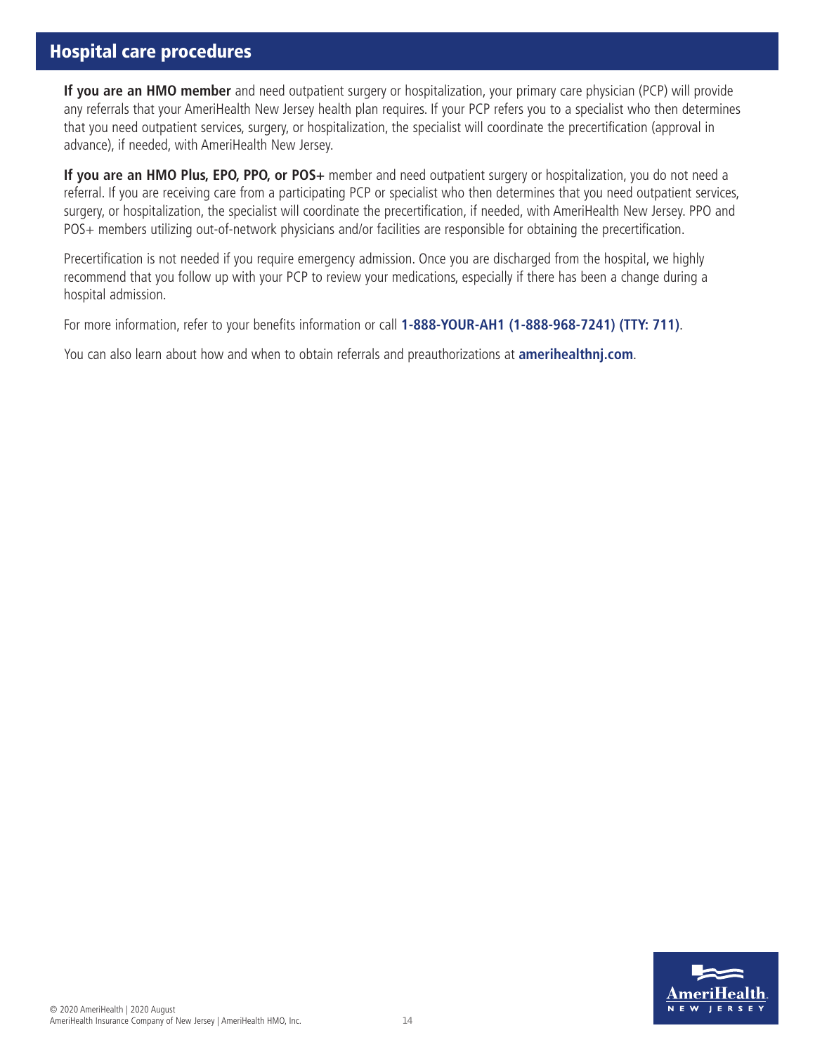## Hospital care procedures

**If you are an HMO member** and need outpatient surgery or hospitalization, your primary care physician (PCP) will provide any referrals that your AmeriHealth New Jersey health plan requires. If your PCP refers you to a specialist who then determines that you need outpatient services, surgery, or hospitalization, the specialist will coordinate the precertification (approval in advance), if needed, with AmeriHealth New Jersey.

**If you are an HMO Plus, EPO, PPO, or POS+** member and need outpatient surgery or hospitalization, you do not need a referral. If you are receiving care from a participating PCP or specialist who then determines that you need outpatient services, surgery, or hospitalization, the specialist will coordinate the precertification, if needed, with AmeriHealth New Jersey. PPO and POS+ members utilizing out-of-network physicians and/or facilities are responsible for obtaining the precertification.

Precertification is not needed if you require emergency admission. Once you are discharged from the hospital, we highly recommend that you follow up with your PCP to review your medications, especially if there has been a change during a hospital admission.

For more information, refer to your benefits information or call **1-888-YOUR-AH1 (1-888-968-7241) (TTY: 711)**.

You can also learn about how and when to obtain referrals and preauthorizations at **amerihealthnj.com**.

© 2020 AmeriHealth | 2020 August
AmeriHealth Insurance Company of New Jersey | AmeriHealth HMO, Inc.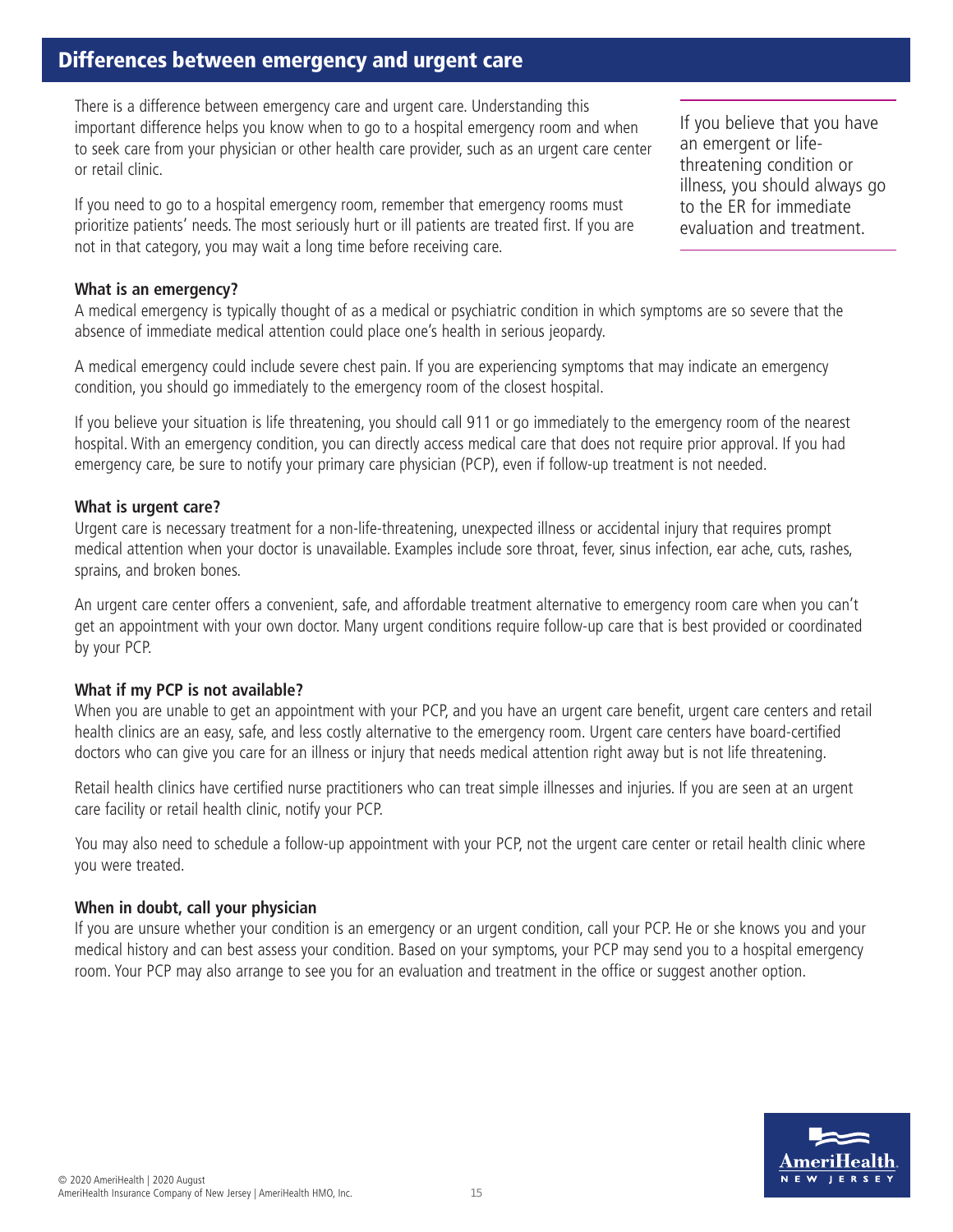## Differences between emergency and urgent care

There is a difference between emergency care and urgent care. Understanding this important difference helps you know when to go to a hospital emergency room and when to seek care from your physician or other health care provider, such as an urgent care center or retail clinic.

If you need to go to a hospital emergency room, remember that emergency rooms must prioritize patients' needs. The most seriously hurt or ill patients are treated first. If you are not in that category, you may wait a long time before receiving care.

> If you believe that you have an emergent or life-threatening condition or illness, you should always go to the ER for immediate evaluation and treatment.

**What is an emergency?**

A medical emergency is typically thought of as a medical or psychiatric condition in which symptoms are so severe that the absence of immediate medical attention could place one's health in serious jeopardy.

A medical emergency could include severe chest pain. If you are experiencing symptoms that may indicate an emergency condition, you should go immediately to the emergency room of the closest hospital.

If you believe your situation is life threatening, you should call 911 or go immediately to the emergency room of the nearest hospital. With an emergency condition, you can directly access medical care that does not require prior approval. If you had emergency care, be sure to notify your primary care physician (PCP), even if follow-up treatment is not needed.

**What is urgent care?**

Urgent care is necessary treatment for a non-life-threatening, unexpected illness or accidental injury that requires prompt medical attention when your doctor is unavailable. Examples include sore throat, fever, sinus infection, ear ache, cuts, rashes, sprains, and broken bones.

An urgent care center offers a convenient, safe, and affordable treatment alternative to emergency room care when you can't get an appointment with your own doctor. Many urgent conditions require follow-up care that is best provided or coordinated by your PCP.

**What if my PCP is not available?**

When you are unable to get an appointment with your PCP, and you have an urgent care benefit, urgent care centers and retail health clinics are an easy, safe, and less costly alternative to the emergency room. Urgent care centers have board-certified doctors who can give you care for an illness or injury that needs medical attention right away but is not life threatening.

Retail health clinics have certified nurse practitioners who can treat simple illnesses and injuries. If you are seen at an urgent care facility or retail health clinic, notify your PCP.

You may also need to schedule a follow-up appointment with your PCP, not the urgent care center or retail health clinic where you were treated.

**When in doubt, call your physician**

If you are unsure whether your condition is an emergency or an urgent condition, call your PCP. He or she knows you and your medical history and can best assess your condition. Based on your symptoms, your PCP may send you to a hospital emergency room. Your PCP may also arrange to see you for an evaluation and treatment in the office or suggest another option.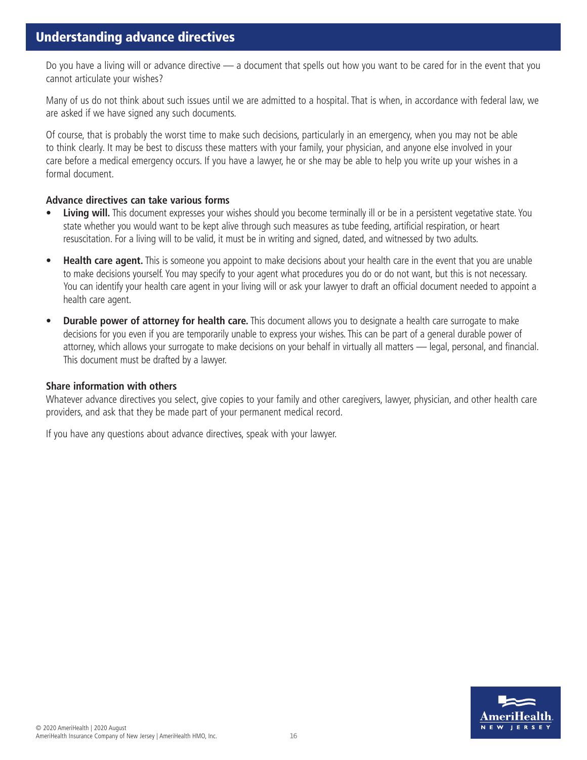## Understanding advance directives

Do you have a living will or advance directive — a document that spells out how you want to be cared for in the event that you cannot articulate your wishes?

Many of us do not think about such issues until we are admitted to a hospital. That is when, in accordance with federal law, we are asked if we have signed any such documents.

Of course, that is probably the worst time to make such decisions, particularly in an emergency, when you may not be able to think clearly. It may be best to discuss these matters with your family, your physician, and anyone else involved in your care before a medical emergency occurs. If you have a lawyer, he or she may be able to help you write up your wishes in a formal document.

**Advance directives can take various forms**

- **Living will.** This document expresses your wishes should you become terminally ill or be in a persistent vegetative state. You state whether you would want to be kept alive through such measures as tube feeding, artificial respiration, or heart resuscitation. For a living will to be valid, it must be in writing and signed, dated, and witnessed by two adults.
- **Health care agent.** This is someone you appoint to make decisions about your health care in the event that you are unable to make decisions yourself. You may specify to your agent what procedures you do or do not want, but this is not necessary. You can identify your health care agent in your living will or ask your lawyer to draft an official document needed to appoint a health care agent.
- **Durable power of attorney for health care.** This document allows you to designate a health care surrogate to make decisions for you even if you are temporarily unable to express your wishes. This can be part of a general durable power of attorney, which allows your surrogate to make decisions on your behalf in virtually all matters — legal, personal, and financial. This document must be drafted by a lawyer.

**Share information with others**

Whatever advance directives you select, give copies to your family and other caregivers, lawyer, physician, and other health care providers, and ask that they be made part of your permanent medical record.

If you have any questions about advance directives, speak with your lawyer.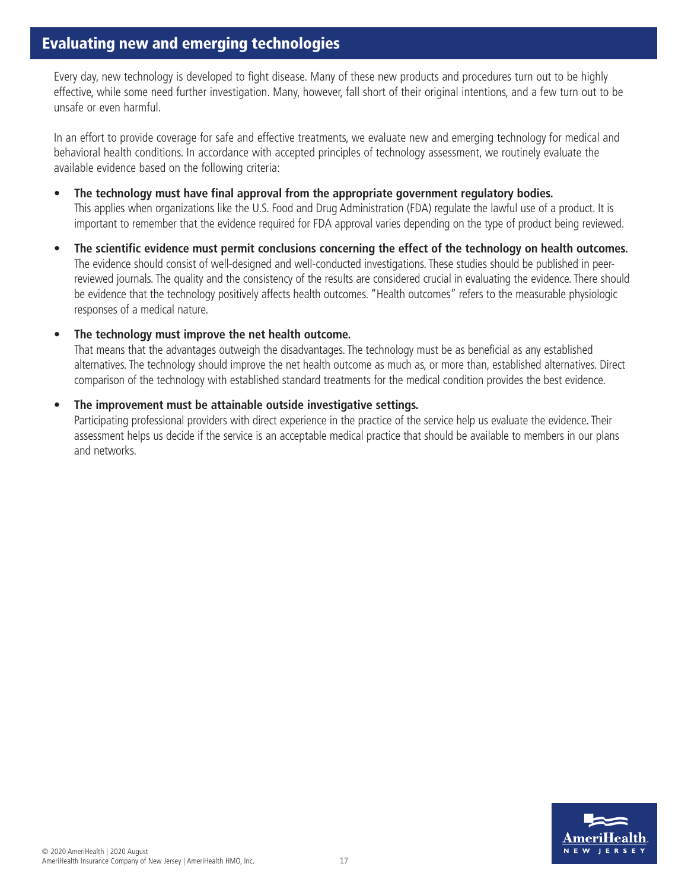## Evaluating new and emerging technologies

Every day, new technology is developed to fight disease. Many of these new products and procedures turn out to be highly effective, while some need further investigation. Many, however, fall short of their original intentions, and a few turn out to be unsafe or even harmful.

In an effort to provide coverage for safe and effective treatments, we evaluate new and emerging technology for medical and behavioral health conditions. In accordance with accepted principles of technology assessment, we routinely evaluate the available evidence based on the following criteria:

- **The technology must have final approval from the appropriate government regulatory bodies.**
  This applies when organizations like the U.S. Food and Drug Administration (FDA) regulate the lawful use of a product. It is important to remember that the evidence required for FDA approval varies depending on the type of product being reviewed.
- **The scientific evidence must permit conclusions concerning the effect of the technology on health outcomes.**
  The evidence should consist of well-designed and well-conducted investigations. These studies should be published in peer-reviewed journals. The quality and the consistency of the results are considered crucial in evaluating the evidence. There should be evidence that the technology positively affects health outcomes. "Health outcomes" refers to the measurable physiologic responses of a medical nature.
- **The technology must improve the net health outcome.**
  That means that the advantages outweigh the disadvantages. The technology must be as beneficial as any established alternatives. The technology should improve the net health outcome as much as, or more than, established alternatives. Direct comparison of the technology with established standard treatments for the medical condition provides the best evidence.
- **The improvement must be attainable outside investigative settings.**
  Participating professional providers with direct experience in the practice of the service help us evaluate the evidence. Their assessment helps us decide if the service is an acceptable medical practice that should be available to members in our plans and networks.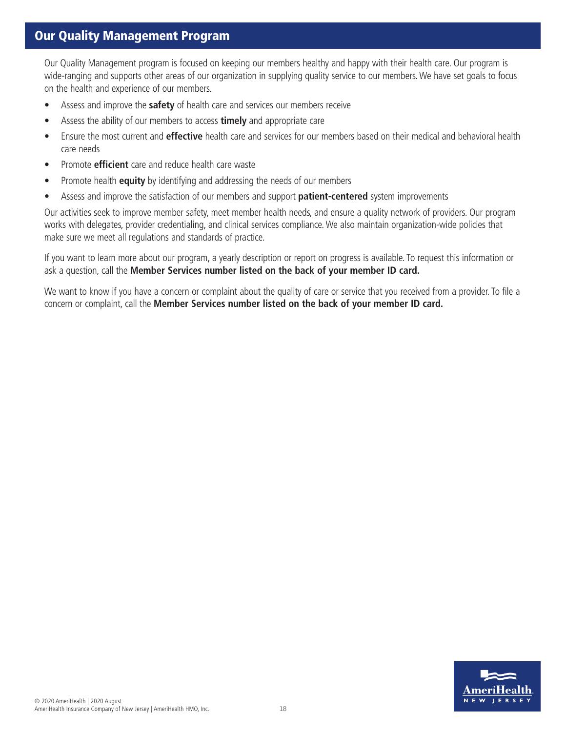## Our Quality Management Program

Our Quality Management program is focused on keeping our members healthy and happy with their health care. Our program is wide-ranging and supports other areas of our organization in supplying quality service to our members. We have set goals to focus on the health and experience of our members.

- Assess and improve the **safety** of health care and services our members receive
- Assess the ability of our members to access **timely** and appropriate care
- Ensure the most current and **effective** health care and services for our members based on their medical and behavioral health care needs
- Promote **efficient** care and reduce health care waste
- Promote health **equity** by identifying and addressing the needs of our members
- Assess and improve the satisfaction of our members and support **patient-centered** system improvements

Our activities seek to improve member safety, meet member health needs, and ensure a quality network of providers. Our program works with delegates, provider credentialing, and clinical services compliance. We also maintain organization-wide policies that make sure we meet all regulations and standards of practice.

If you want to learn more about our program, a yearly description or report on progress is available. To request this information or ask a question, call the **Member Services number listed on the back of your member ID card.**

We want to know if you have a concern or complaint about the quality of care or service that you received from a provider. To file a concern or complaint, call the **Member Services number listed on the back of your member ID card.**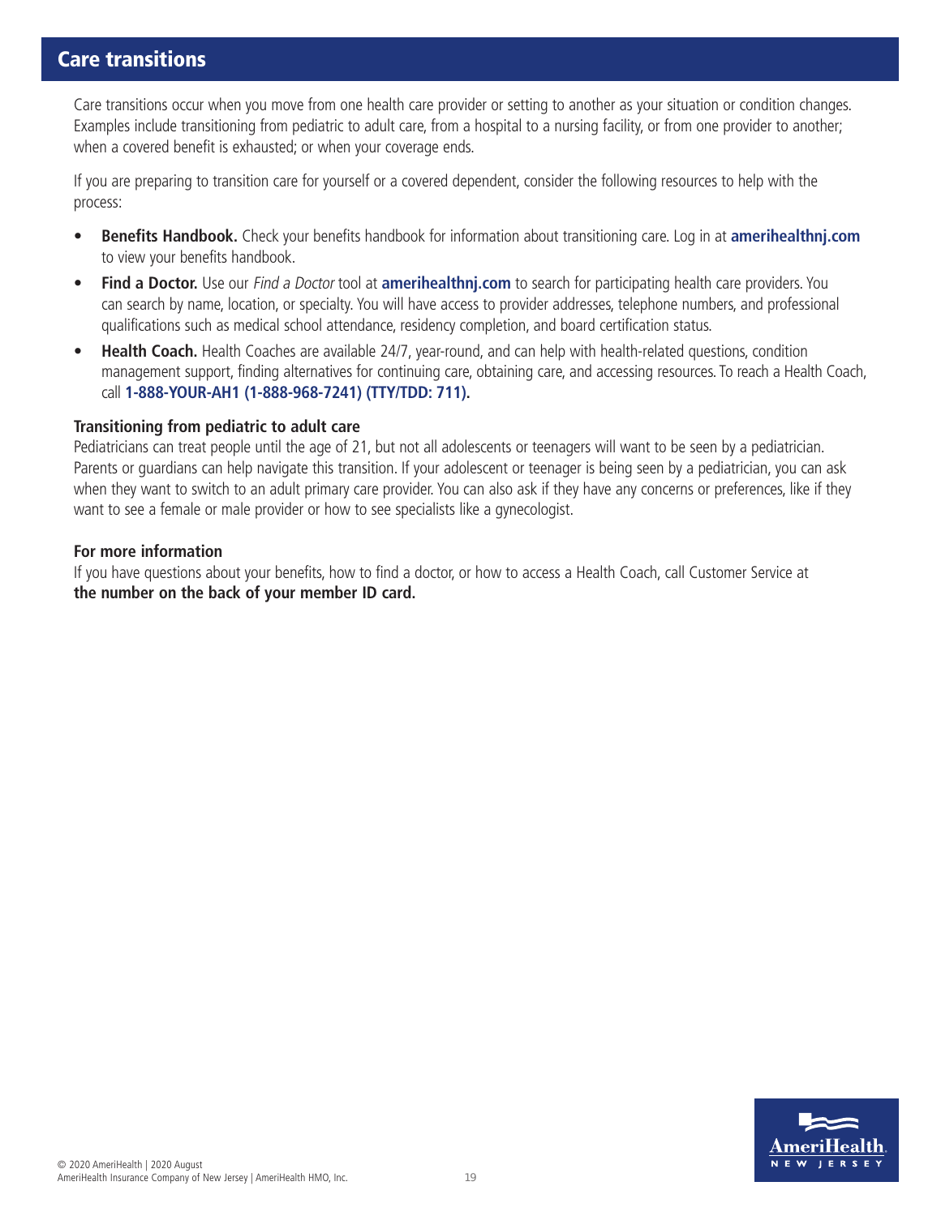# Care transitions

Care transitions occur when you move from one health care provider or setting to another as your situation or condition changes. Examples include transitioning from pediatric to adult care, from a hospital to a nursing facility, or from one provider to another; when a covered benefit is exhausted; or when your coverage ends.

If you are preparing to transition care for yourself or a covered dependent, consider the following resources to help with the process:

- **Benefits Handbook.** Check your benefits handbook for information about transitioning care. Log in at **amerihealthnj.com** to view your benefits handbook.
- **Find a Doctor.** Use our *Find a Doctor* tool at **amerihealthnj.com** to search for participating health care providers. You can search by name, location, or specialty. You will have access to provider addresses, telephone numbers, and professional qualifications such as medical school attendance, residency completion, and board certification status.
- **Health Coach.** Health Coaches are available 24/7, year-round, and can help with health-related questions, condition management support, finding alternatives for continuing care, obtaining care, and accessing resources. To reach a Health Coach, call **1-888-YOUR-AH1 (1-888-968-7241) (TTY/TDD: 711).**

### Transitioning from pediatric to adult care

Pediatricians can treat people until the age of 21, but not all adolescents or teenagers will want to be seen by a pediatrician. Parents or guardians can help navigate this transition. If your adolescent or teenager is being seen by a pediatrician, you can ask when they want to switch to an adult primary care provider. You can also ask if they have any concerns or preferences, like if they want to see a female or male provider or how to see specialists like a gynecologist.

### For more information

If you have questions about your benefits, how to find a doctor, or how to access a Health Coach, call Customer Service at **the number on the back of your member ID card.**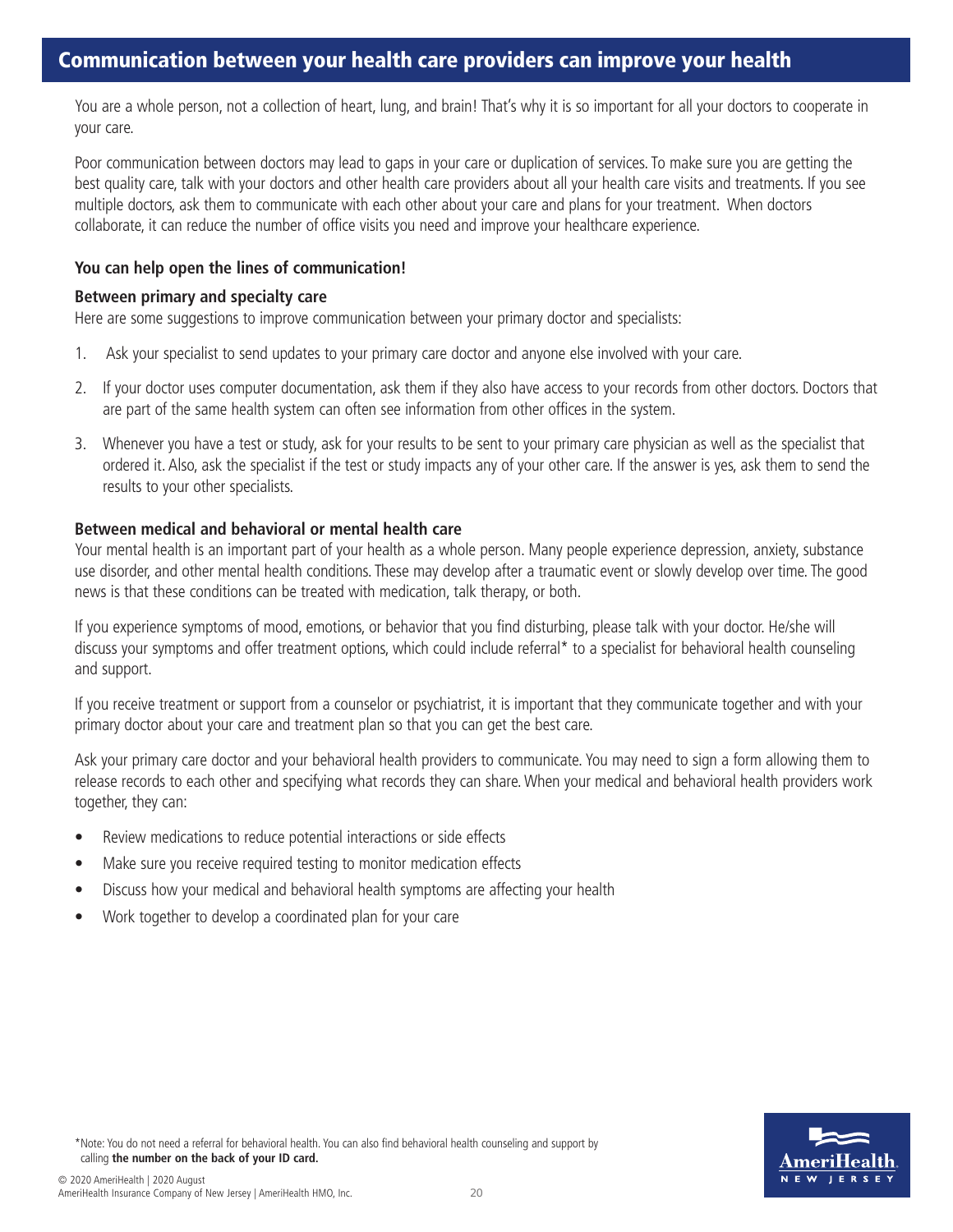## Communication between your health care providers can improve your health

You are a whole person, not a collection of heart, lung, and brain! That's why it is so important for all your doctors to cooperate in your care.

Poor communication between doctors may lead to gaps in your care or duplication of services. To make sure you are getting the best quality care, talk with your doctors and other health care providers about all your health care visits and treatments. If you see multiple doctors, ask them to communicate with each other about your care and plans for your treatment. When doctors collaborate, it can reduce the number of office visits you need and improve your healthcare experience.

**You can help open the lines of communication!**

**Between primary and specialty care**

Here are some suggestions to improve communication between your primary doctor and specialists:

1. Ask your specialist to send updates to your primary care doctor and anyone else involved with your care.
2. If your doctor uses computer documentation, ask them if they also have access to your records from other doctors. Doctors that are part of the same health system can often see information from other offices in the system.
3. Whenever you have a test or study, ask for your results to be sent to your primary care physician as well as the specialist that ordered it. Also, ask the specialist if the test or study impacts any of your other care. If the answer is yes, ask them to send the results to your other specialists.

**Between medical and behavioral or mental health care**

Your mental health is an important part of your health as a whole person. Many people experience depression, anxiety, substance use disorder, and other mental health conditions. These may develop after a traumatic event or slowly develop over time. The good news is that these conditions can be treated with medication, talk therapy, or both.

If you experience symptoms of mood, emotions, or behavior that you find disturbing, please talk with your doctor. He/she will discuss your symptoms and offer treatment options, which could include referral* to a specialist for behavioral health counseling and support.

If you receive treatment or support from a counselor or psychiatrist, it is important that they communicate together and with your primary doctor about your care and treatment plan so that you can get the best care.

Ask your primary care doctor and your behavioral health providers to communicate. You may need to sign a form allowing them to release records to each other and specifying what records they can share. When your medical and behavioral health providers work together, they can:

- Review medications to reduce potential interactions or side effects
- Make sure you receive required testing to monitor medication effects
- Discuss how your medical and behavioral health symptoms are affecting your health
- Work together to develop a coordinated plan for your care

*Note: You do not need a referral for behavioral health. You can also find behavioral health counseling and support by calling **the number on the back of your ID card.**

© 2020 AmeriHealth | 2020 August
AmeriHealth Insurance Company of New Jersey | AmeriHealth HMO, Inc.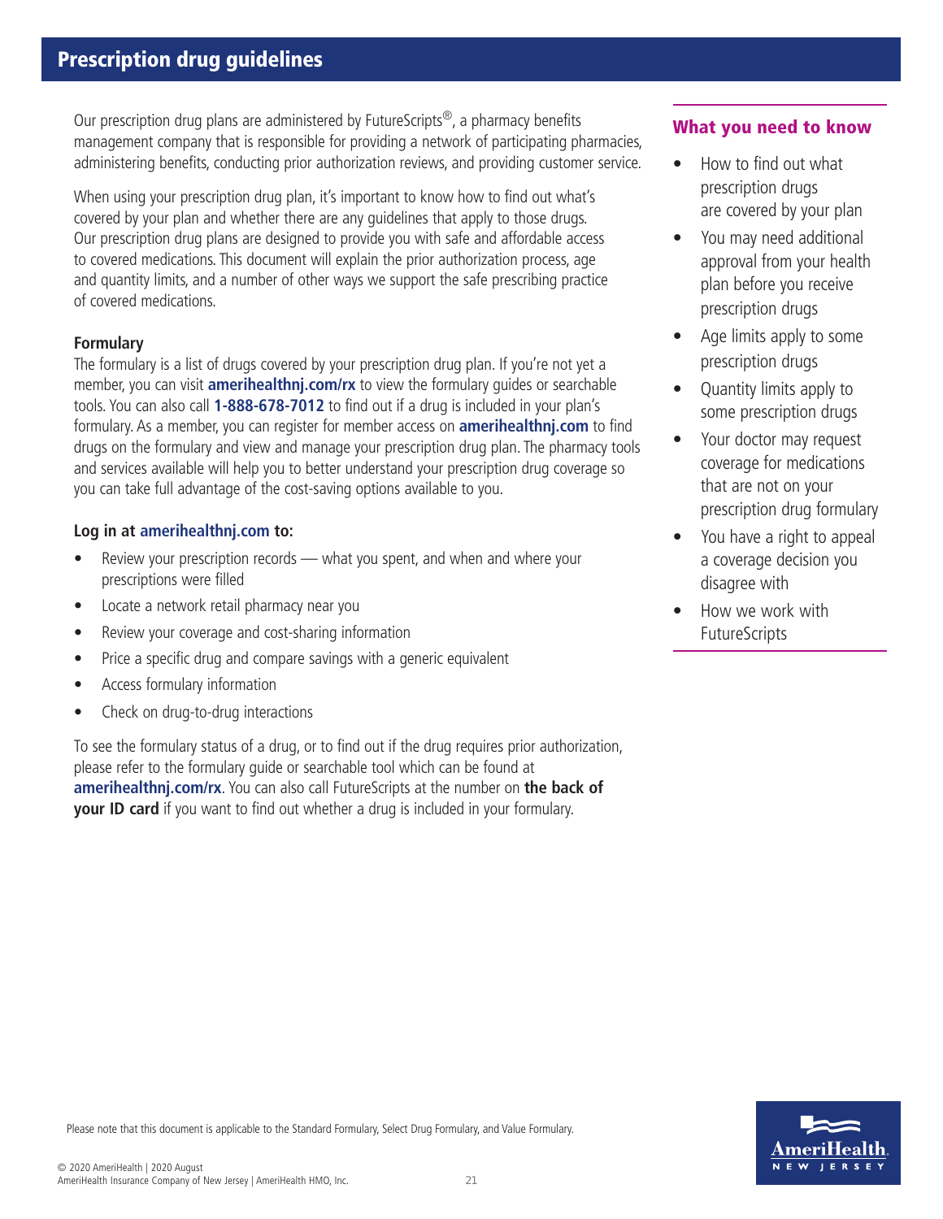# Prescription drug guidelines

Our prescription drug plans are administered by FutureScripts®, a pharmacy benefits management company that is responsible for providing a network of participating pharmacies, administering benefits, conducting prior authorization reviews, and providing customer service.

When using your prescription drug plan, it's important to know how to find out what's covered by your plan and whether there are any guidelines that apply to those drugs. Our prescription drug plans are designed to provide you with safe and affordable access to covered medications. This document will explain the prior authorization process, age and quantity limits, and a number of other ways we support the safe prescribing practice of covered medications.

### Formulary

The formulary is a list of drugs covered by your prescription drug plan. If you're not yet a member, you can visit **amerihealthnj.com/rx** to view the formulary guides or searchable tools. You can also call **1-888-678-7012** to find out if a drug is included in your plan's formulary. As a member, you can register for member access on **amerihealthnj.com** to find drugs on the formulary and view and manage your prescription drug plan. The pharmacy tools and services available will help you to better understand your prescription drug coverage so you can take full advantage of the cost-saving options available to you.

**Log in at amerihealthnj.com to:**

- Review your prescription records — what you spent, and when and where your prescriptions were filled
- Locate a network retail pharmacy near you
- Review your coverage and cost-sharing information
- Price a specific drug and compare savings with a generic equivalent
- Access formulary information
- Check on drug-to-drug interactions

To see the formulary status of a drug, or to find out if the drug requires prior authorization, please refer to the formulary guide or searchable tool which can be found at **amerihealthnj.com/rx**. You can also call FutureScripts at the number on **the back of your ID card** if you want to find out whether a drug is included in your formulary.

## What you need to know

- How to find out what prescription drugs are covered by your plan
- You may need additional approval from your health plan before you receive prescription drugs
- Age limits apply to some prescription drugs
- Quantity limits apply to some prescription drugs
- Your doctor may request coverage for medications that are not on your prescription drug formulary
- You have a right to appeal a coverage decision you disagree with
- How we work with FutureScripts

Please note that this document is applicable to the Standard Formulary, Select Drug Formulary, and Value Formulary.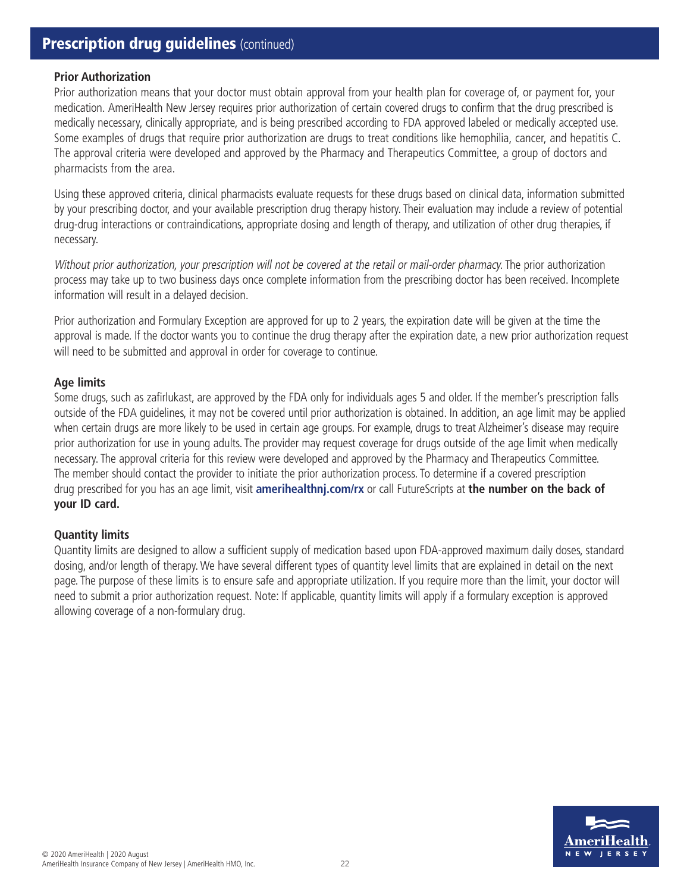## Prescription drug guidelines (continued)

### Prior Authorization

Prior authorization means that your doctor must obtain approval from your health plan for coverage of, or payment for, your medication. AmeriHealth New Jersey requires prior authorization of certain covered drugs to confirm that the drug prescribed is medically necessary, clinically appropriate, and is being prescribed according to FDA approved labeled or medically accepted use. Some examples of drugs that require prior authorization are drugs to treat conditions like hemophilia, cancer, and hepatitis C. The approval criteria were developed and approved by the Pharmacy and Therapeutics Committee, a group of doctors and pharmacists from the area.

Using these approved criteria, clinical pharmacists evaluate requests for these drugs based on clinical data, information submitted by your prescribing doctor, and your available prescription drug therapy history. Their evaluation may include a review of potential drug-drug interactions or contraindications, appropriate dosing and length of therapy, and utilization of other drug therapies, if necessary.

*Without prior authorization, your prescription will not be covered at the retail or mail-order pharmacy.* The prior authorization process may take up to two business days once complete information from the prescribing doctor has been received. Incomplete information will result in a delayed decision.

Prior authorization and Formulary Exception are approved for up to 2 years, the expiration date will be given at the time the approval is made. If the doctor wants you to continue the drug therapy after the expiration date, a new prior authorization request will need to be submitted and approval in order for coverage to continue.

### Age limits

Some drugs, such as zafirlukast, are approved by the FDA only for individuals ages 5 and older. If the member's prescription falls outside of the FDA guidelines, it may not be covered until prior authorization is obtained. In addition, an age limit may be applied when certain drugs are more likely to be used in certain age groups. For example, drugs to treat Alzheimer's disease may require prior authorization for use in young adults. The provider may request coverage for drugs outside of the age limit when medically necessary. The approval criteria for this review were developed and approved by the Pharmacy and Therapeutics Committee. The member should contact the provider to initiate the prior authorization process. To determine if a covered prescription drug prescribed for you has an age limit, visit **amerihealthnj.com/rx** or call FutureScripts at **the number on the back of your ID card.**

### Quantity limits

Quantity limits are designed to allow a sufficient supply of medication based upon FDA-approved maximum daily doses, standard dosing, and/or length of therapy. We have several different types of quantity level limits that are explained in detail on the next page. The purpose of these limits is to ensure safe and appropriate utilization. If you require more than the limit, your doctor will need to submit a prior authorization request. Note: If applicable, quantity limits will apply if a formulary exception is approved allowing coverage of a non-formulary drug.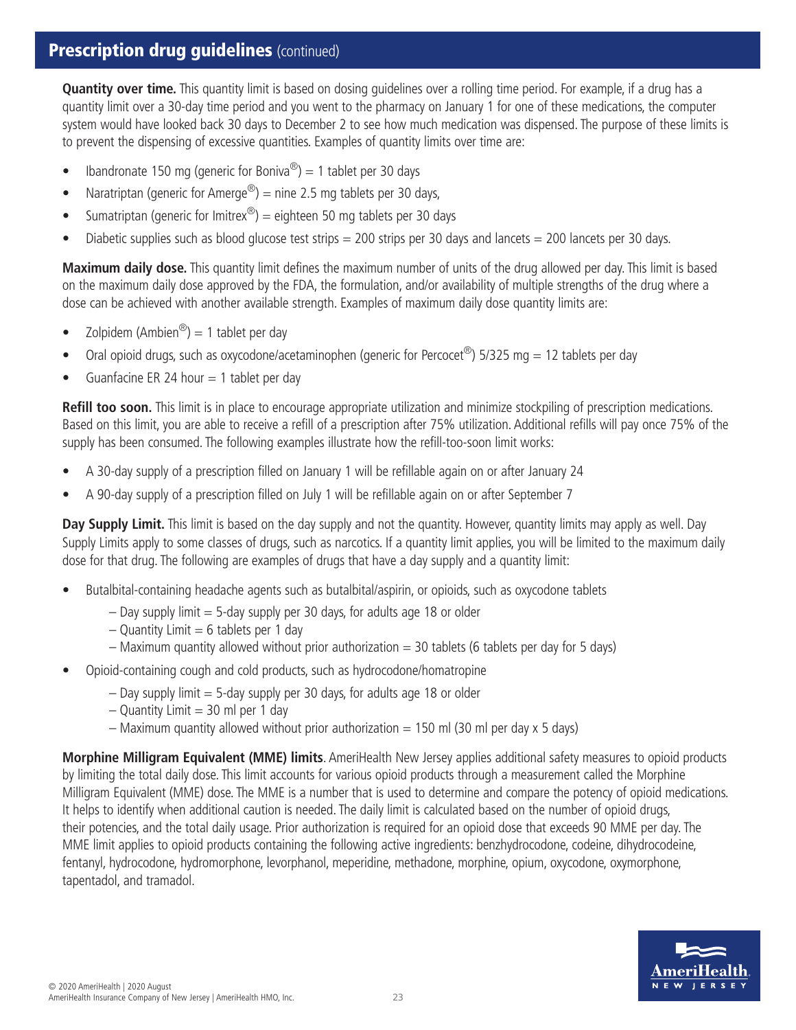## Prescription drug guidelines (continued)

**Quantity over time.** This quantity limit is based on dosing guidelines over a rolling time period. For example, if a drug has a quantity limit over a 30-day time period and you went to the pharmacy on January 1 for one of these medications, the computer system would have looked back 30 days to December 2 to see how much medication was dispensed. The purpose of these limits is to prevent the dispensing of excessive quantities. Examples of quantity limits over time are:

- Ibandronate 150 mg (generic for Boniva®) = 1 tablet per 30 days
- Naratriptan (generic for Amerge®) = nine 2.5 mg tablets per 30 days,
- Sumatriptan (generic for Imitrex®) = eighteen 50 mg tablets per 30 days
- Diabetic supplies such as blood glucose test strips = 200 strips per 30 days and lancets = 200 lancets per 30 days.

**Maximum daily dose.** This quantity limit defines the maximum number of units of the drug allowed per day. This limit is based on the maximum daily dose approved by the FDA, the formulation, and/or availability of multiple strengths of the drug where a dose can be achieved with another available strength. Examples of maximum daily dose quantity limits are:

- Zolpidem (Ambien®) = 1 tablet per day
- Oral opioid drugs, such as oxycodone/acetaminophen (generic for Percocet®) 5/325 mg = 12 tablets per day
- Guanfacine ER 24 hour = 1 tablet per day

**Refill too soon.** This limit is in place to encourage appropriate utilization and minimize stockpiling of prescription medications. Based on this limit, you are able to receive a refill of a prescription after 75% utilization. Additional refills will pay once 75% of the supply has been consumed. The following examples illustrate how the refill-too-soon limit works:

- A 30-day supply of a prescription filled on January 1 will be refillable again on or after January 24
- A 90-day supply of a prescription filled on July 1 will be refillable again on or after September 7

**Day Supply Limit.** This limit is based on the day supply and not the quantity. However, quantity limits may apply as well. Day Supply Limits apply to some classes of drugs, such as narcotics. If a quantity limit applies, you will be limited to the maximum daily dose for that drug. The following are examples of drugs that have a day supply and a quantity limit:

- Butalbital-containing headache agents such as butalbital/aspirin, or opioids, such as oxycodone tablets
  - Day supply limit = 5-day supply per 30 days, for adults age 18 or older
  - Quantity Limit = 6 tablets per 1 day
  - Maximum quantity allowed without prior authorization = 30 tablets (6 tablets per day for 5 days)
- Opioid-containing cough and cold products, such as hydrocodone/homatropine
  - Day supply limit = 5-day supply per 30 days, for adults age 18 or older
  - Quantity Limit = 30 ml per 1 day
  - Maximum quantity allowed without prior authorization = 150 ml (30 ml per day x 5 days)

**Morphine Milligram Equivalent (MME) limits**. AmeriHealth New Jersey applies additional safety measures to opioid products by limiting the total daily dose. This limit accounts for various opioid products through a measurement called the Morphine Milligram Equivalent (MME) dose. The MME is a number that is used to determine and compare the potency of opioid medications. It helps to identify when additional caution is needed. The daily limit is calculated based on the number of opioid drugs, their potencies, and the total daily usage. Prior authorization is required for an opioid dose that exceeds 90 MME per day. The MME limit applies to opioid products containing the following active ingredients: benzhydrocodone, codeine, dihydrocodeine, fentanyl, hydrocodone, hydromorphone, levorphanol, meperidine, methadone, morphine, opium, oxycodone, oxymorphone, tapentadol, and tramadol.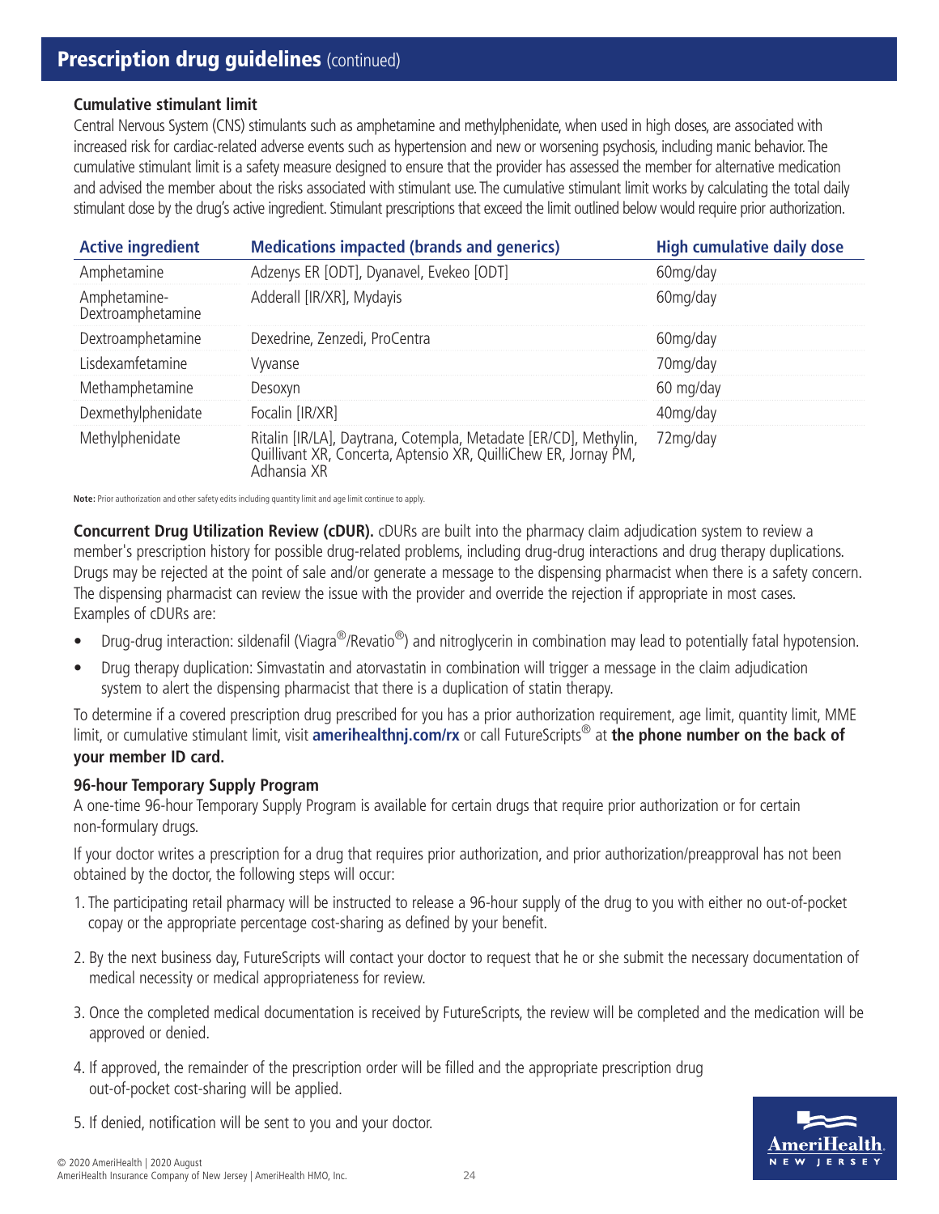## Prescription drug guidelines (continued)

### Cumulative stimulant limit

Central Nervous System (CNS) stimulants such as amphetamine and methylphenidate, when used in high doses, are associated with increased risk for cardiac-related adverse events such as hypertension and new or worsening psychosis, including manic behavior. The cumulative stimulant limit is a safety measure designed to ensure that the provider has assessed the member for alternative medication and advised the member about the risks associated with stimulant use. The cumulative stimulant limit works by calculating the total daily stimulant dose by the drug's active ingredient. Stimulant prescriptions that exceed the limit outlined below would require prior authorization.

| Active ingredient | Medications impacted (brands and generics) | High cumulative daily dose |
|---|---|---|
| Amphetamine | Adzenys ER [ODT], Dyanavel, Evekeo [ODT] | 60mg/day |
| Amphetamine-Dextroamphetamine | Adderall [IR/XR], Mydayis | 60mg/day |
| Dextroamphetamine | Dexedrine, Zenzedi, ProCentra | 60mg/day |
| Lisdexamfetamine | Vyvanse | 70mg/day |
| Methamphetamine | Desoxyn | 60 mg/day |
| Dexmethylphenidate | Focalin [IR/XR] | 40mg/day |
| Methylphenidate | Ritalin [IR/LA], Daytrana, Cotempla, Metadate [ER/CD], Methylin, Quillivant XR, Concerta, Aptensio XR, QuilliChew ER, Jornay PM, Adhansia XR | 72mg/day |

**Note:** Prior authorization and other safety edits including quantity limit and age limit continue to apply.

**Concurrent Drug Utilization Review (cDUR).** cDURs are built into the pharmacy claim adjudication system to review a member's prescription history for possible drug-related problems, including drug-drug interactions and drug therapy duplications. Drugs may be rejected at the point of sale and/or generate a message to the dispensing pharmacist when there is a safety concern. The dispensing pharmacist can review the issue with the provider and override the rejection if appropriate in most cases. Examples of cDURs are:

- Drug-drug interaction: sildenafil (Viagra®/Revatio®) and nitroglycerin in combination may lead to potentially fatal hypotension.
- Drug therapy duplication: Simvastatin and atorvastatin in combination will trigger a message in the claim adjudication system to alert the dispensing pharmacist that there is a duplication of statin therapy.

To determine if a covered prescription drug prescribed for you has a prior authorization requirement, age limit, quantity limit, MME limit, or cumulative stimulant limit, visit **amerihealthnj.com/rx** or call FutureScripts® at **the phone number on the back of your member ID card.**

### 96-hour Temporary Supply Program

A one-time 96-hour Temporary Supply Program is available for certain drugs that require prior authorization or for certain non-formulary drugs.

If your doctor writes a prescription for a drug that requires prior authorization, and prior authorization/preapproval has not been obtained by the doctor, the following steps will occur:

1. The participating retail pharmacy will be instructed to release a 96-hour supply of the drug to you with either no out-of-pocket copay or the appropriate percentage cost-sharing as defined by your benefit.
2. By the next business day, FutureScripts will contact your doctor to request that he or she submit the necessary documentation of medical necessity or medical appropriateness for review.
3. Once the completed medical documentation is received by FutureScripts, the review will be completed and the medication will be approved or denied.
4. If approved, the remainder of the prescription order will be filled and the appropriate prescription drug out-of-pocket cost-sharing will be applied.
5. If denied, notification will be sent to you and your doctor.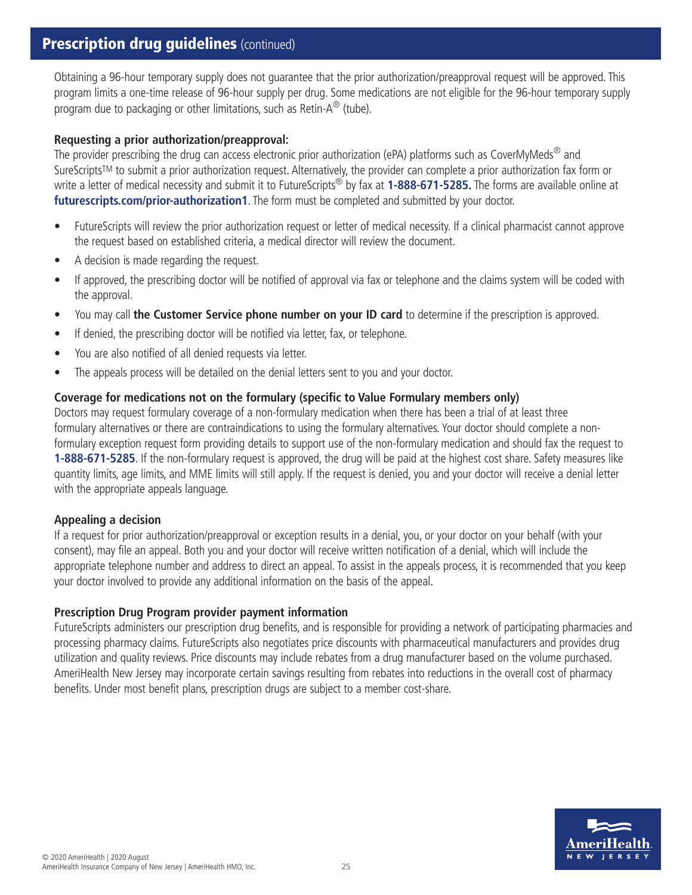## Prescription drug guidelines (continued)

Obtaining a 96-hour temporary supply does not guarantee that the prior authorization/preapproval request will be approved. This program limits a one-time release of 96-hour supply per drug. Some medications are not eligible for the 96-hour temporary supply program due to packaging or other limitations, such as Retin-A® (tube).

**Requesting a prior authorization/preapproval:**

The provider prescribing the drug can access electronic prior authorization (ePA) platforms such as CoverMyMeds® and SureScripts™ to submit a prior authorization request. Alternatively, the provider can complete a prior authorization fax form or write a letter of medical necessity and submit it to FutureScripts® by fax at **1-888-671-5285.** The forms are available online at **futurescripts.com/prior-authorization1**. The form must be completed and submitted by your doctor.

- FutureScripts will review the prior authorization request or letter of medical necessity. If a clinical pharmacist cannot approve the request based on established criteria, a medical director will review the document.
- A decision is made regarding the request.
- If approved, the prescribing doctor will be notified of approval via fax or telephone and the claims system will be coded with the approval.
- You may call **the Customer Service phone number on your ID card** to determine if the prescription is approved.
- If denied, the prescribing doctor will be notified via letter, fax, or telephone.
- You are also notified of all denied requests via letter.
- The appeals process will be detailed on the denial letters sent to you and your doctor.

**Coverage for medications not on the formulary (specific to Value Formulary members only)**

Doctors may request formulary coverage of a non-formulary medication when there has been a trial of at least three formulary alternatives or there are contraindications to using the formulary alternatives. Your doctor should complete a non-formulary exception request form providing details to support use of the non-formulary medication and should fax the request to **1-888-671-5285**. If the non-formulary request is approved, the drug will be paid at the highest cost share. Safety measures like quantity limits, age limits, and MME limits will still apply. If the request is denied, you and your doctor will receive a denial letter with the appropriate appeals language.

**Appealing a decision**

If a request for prior authorization/preapproval or exception results in a denial, you, or your doctor on your behalf (with your consent), may file an appeal. Both you and your doctor will receive written notification of a denial, which will include the appropriate telephone number and address to direct an appeal. To assist in the appeals process, it is recommended that you keep your doctor involved to provide any additional information on the basis of the appeal.

**Prescription Drug Program provider payment information**

FutureScripts administers our prescription drug benefits, and is responsible for providing a network of participating pharmacies and processing pharmacy claims. FutureScripts also negotiates price discounts with pharmaceutical manufacturers and provides drug utilization and quality reviews. Price discounts may include rebates from a drug manufacturer based on the volume purchased. AmeriHealth New Jersey may incorporate certain savings resulting from rebates into reductions in the overall cost of pharmacy benefits. Under most benefit plans, prescription drugs are subject to a member cost-share.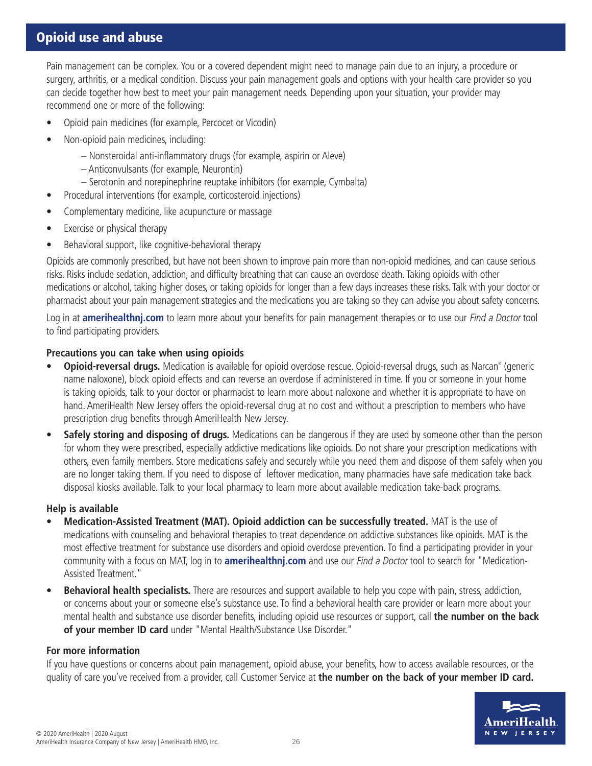## Opioid use and abuse

Pain management can be complex. You or a covered dependent might need to manage pain due to an injury, a procedure or surgery, arthritis, or a medical condition. Discuss your pain management goals and options with your health care provider so you can decide together how best to meet your pain management needs. Depending upon your situation, your provider may recommend one or more of the following:

- Opioid pain medicines (for example, Percocet or Vicodin)
- Non-opioid pain medicines, including:
  - Nonsteroidal anti-inflammatory drugs (for example, aspirin or Aleve)
  - Anticonvulsants (for example, Neurontin)
  - Serotonin and norepinephrine reuptake inhibitors (for example, Cymbalta)
- Procedural interventions (for example, corticosteroid injections)
- Complementary medicine, like acupuncture or massage
- Exercise or physical therapy
- Behavioral support, like cognitive-behavioral therapy

Opioids are commonly prescribed, but have not been shown to improve pain more than non-opioid medicines, and can cause serious risks. Risks include sedation, addiction, and difficulty breathing that can cause an overdose death. Taking opioids with other medications or alcohol, taking higher doses, or taking opioids for longer than a few days increases these risks. Talk with your doctor or pharmacist about your pain management strategies and the medications you are taking so they can advise you about safety concerns.

Log in at **amerihealthnj.com** to learn more about your benefits for pain management therapies or to use our *Find a Doctor* tool to find participating providers.

### Precautions you can take when using opioids

- **Opioid-reversal drugs.** Medication is available for opioid overdose rescue. Opioid-reversal drugs, such as Narcan® (generic name naloxone), block opioid effects and can reverse an overdose if administered in time. If you or someone in your home is taking opioids, talk to your doctor or pharmacist to learn more about naloxone and whether it is appropriate to have on hand. AmeriHealth New Jersey offers the opioid-reversal drug at no cost and without a prescription to members who have prescription drug benefits through AmeriHealth New Jersey.
- **Safely storing and disposing of drugs.** Medications can be dangerous if they are used by someone other than the person for whom they were prescribed, especially addictive medications like opioids. Do not share your prescription medications with others, even family members. Store medications safely and securely while you need them and dispose of them safely when you are no longer taking them. If you need to dispose of leftover medication, many pharmacies have safe medication take back disposal kiosks available. Talk to your local pharmacy to learn more about available medication take-back programs.

### Help is available

- **Medication-Assisted Treatment (MAT). Opioid addiction can be successfully treated.** MAT is the use of medications with counseling and behavioral therapies to treat dependence on addictive substances like opioids. MAT is the most effective treatment for substance use disorders and opioid overdose prevention. To find a participating provider in your community with a focus on MAT, log in to **amerihealthnj.com** and use our *Find a Doctor* tool to search for "Medication-Assisted Treatment."
- **Behavioral health specialists.** There are resources and support available to help you cope with pain, stress, addiction, or concerns about your or someone else's substance use. To find a behavioral health care provider or learn more about your mental health and substance use disorder benefits, including opioid use resources or support, call **the number on the back of your member ID card** under "Mental Health/Substance Use Disorder."

### For more information

If you have questions or concerns about pain management, opioid abuse, your benefits, how to access available resources, or the quality of care you've received from a provider, call Customer Service at **the number on the back of your member ID card.**

© 2020 AmeriHealth | 2020 August
AmeriHealth Insurance Company of New Jersey | AmeriHealth HMO, Inc.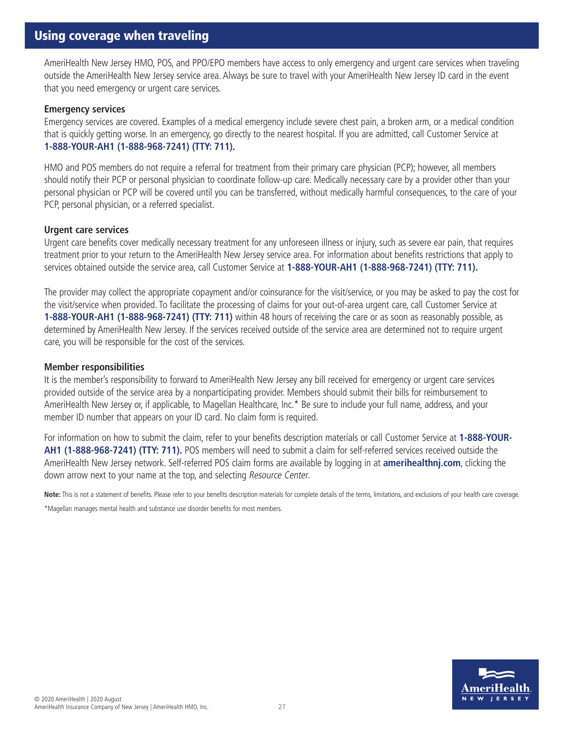## Using coverage when traveling

AmeriHealth New Jersey HMO, POS, and PPO/EPO members have access to only emergency and urgent care services when traveling outside the AmeriHealth New Jersey service area. Always be sure to travel with your AmeriHealth New Jersey ID card in the event that you need emergency or urgent care services.

### Emergency services

Emergency services are covered. Examples of a medical emergency include severe chest pain, a broken arm, or a medical condition that is quickly getting worse. In an emergency, go directly to the nearest hospital. If you are admitted, call Customer Service at **1-888-YOUR-AH1 (1-888-968-7241) (TTY: 711).**

HMO and POS members do not require a referral for treatment from their primary care physician (PCP); however, all members should notify their PCP or personal physician to coordinate follow-up care. Medically necessary care by a provider other than your personal physician or PCP will be covered until you can be transferred, without medically harmful consequences, to the care of your PCP, personal physician, or a referred specialist.

### Urgent care services

Urgent care benefits cover medically necessary treatment for any unforeseen illness or injury, such as severe ear pain, that requires treatment prior to your return to the AmeriHealth New Jersey service area. For information about benefits restrictions that apply to services obtained outside the service area, call Customer Service at **1-888-YOUR-AH1 (1-888-968-7241) (TTY: 711).**

The provider may collect the appropriate copayment and/or coinsurance for the visit/service, or you may be asked to pay the cost for the visit/service when provided. To facilitate the processing of claims for your out-of-area urgent care, call Customer Service at **1-888-YOUR-AH1 (1-888-968-7241) (TTY: 711)** within 48 hours of receiving the care or as soon as reasonably possible, as determined by AmeriHealth New Jersey. If the services received outside of the service area are determined not to require urgent care, you will be responsible for the cost of the services.

### Member responsibilities

It is the member's responsibility to forward to AmeriHealth New Jersey any bill received for emergency or urgent care services provided outside of the service area by a nonparticipating provider. Members should submit their bills for reimbursement to AmeriHealth New Jersey or, if applicable, to Magellan Healthcare, Inc.* Be sure to include your full name, address, and your member ID number that appears on your ID card. No claim form is required.

For information on how to submit the claim, refer to your benefits description materials or call Customer Service at **1-888-YOUR-AH1 (1-888-968-7241) (TTY: 711).** POS members will need to submit a claim for self-referred services received outside the AmeriHealth New Jersey network. Self-referred POS claim forms are available by logging in at **amerihealthnj.com**, clicking the down arrow next to your name at the top, and selecting *Resource Center*.

**Note:** This is not a statement of benefits. Please refer to your benefits description materials for complete details of the terms, limitations, and exclusions of your health care coverage.

*Magellan manages mental health and substance use disorder benefits for most members.

© 2020 AmeriHealth | 2020 August
AmeriHealth Insurance Company of New Jersey | AmeriHealth HMO, Inc.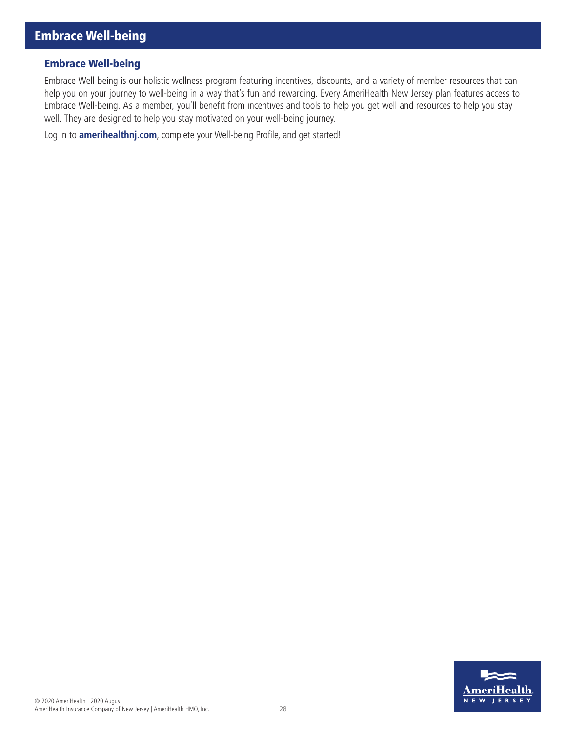# Embrace Well-being

## Embrace Well-being

Embrace Well-being is our holistic wellness program featuring incentives, discounts, and a variety of member resources that can help you on your journey to well-being in a way that's fun and rewarding. Every AmeriHealth New Jersey plan features access to Embrace Well-being. As a member, you'll benefit from incentives and tools to help you get well and resources to help you stay well. They are designed to help you stay motivated on your well-being journey.

Log in to **amerihealthnj.com**, complete your Well-being Profile, and get started!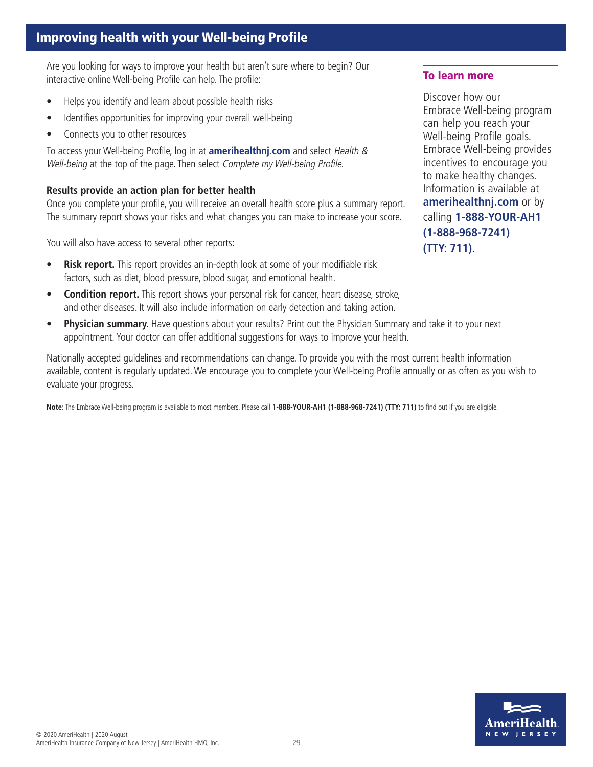## Improving health with your Well-being Profile

Are you looking for ways to improve your health but aren't sure where to begin? Our interactive online Well-being Profile can help. The profile:

- Helps you identify and learn about possible health risks
- Identifies opportunities for improving your overall well-being
- Connects you to other resources

To access your Well-being Profile, log in at **amerihealthnj.com** and select *Health & Well-being* at the top of the page. Then select *Complete my Well-being Profile.*

**Results provide an action plan for better health**

Once you complete your profile, you will receive an overall health score plus a summary report. The summary report shows your risks and what changes you can make to increase your score.

You will also have access to several other reports:

- **Risk report.** This report provides an in-depth look at some of your modifiable risk factors, such as diet, blood pressure, blood sugar, and emotional health.
- **Condition report.** This report shows your personal risk for cancer, heart disease, stroke, and other diseases. It will also include information on early detection and taking action.
- **Physician summary.** Have questions about your results? Print out the Physician Summary and take it to your next appointment. Your doctor can offer additional suggestions for ways to improve your health.

Nationally accepted guidelines and recommendations can change. To provide you with the most current health information available, content is regularly updated. We encourage you to complete your Well-being Profile annually or as often as you wish to evaluate your progress.

**Note**: The Embrace Well-being program is available to most members. Please call **1-888-YOUR-AH1 (1-888-968-7241) (TTY: 711)** to find out if you are eligible.

### To learn more

Discover how our Embrace Well-being program can help you reach your Well-being Profile goals. Embrace Well-being provides incentives to encourage you to make healthy changes. Information is available at **amerihealthnj.com** or by calling **1-888-YOUR-AH1 (1-888-968-7241) (TTY: 711).**

© 2020 AmeriHealth | 2020 August
AmeriHealth Insurance Company of New Jersey | AmeriHealth HMO, Inc.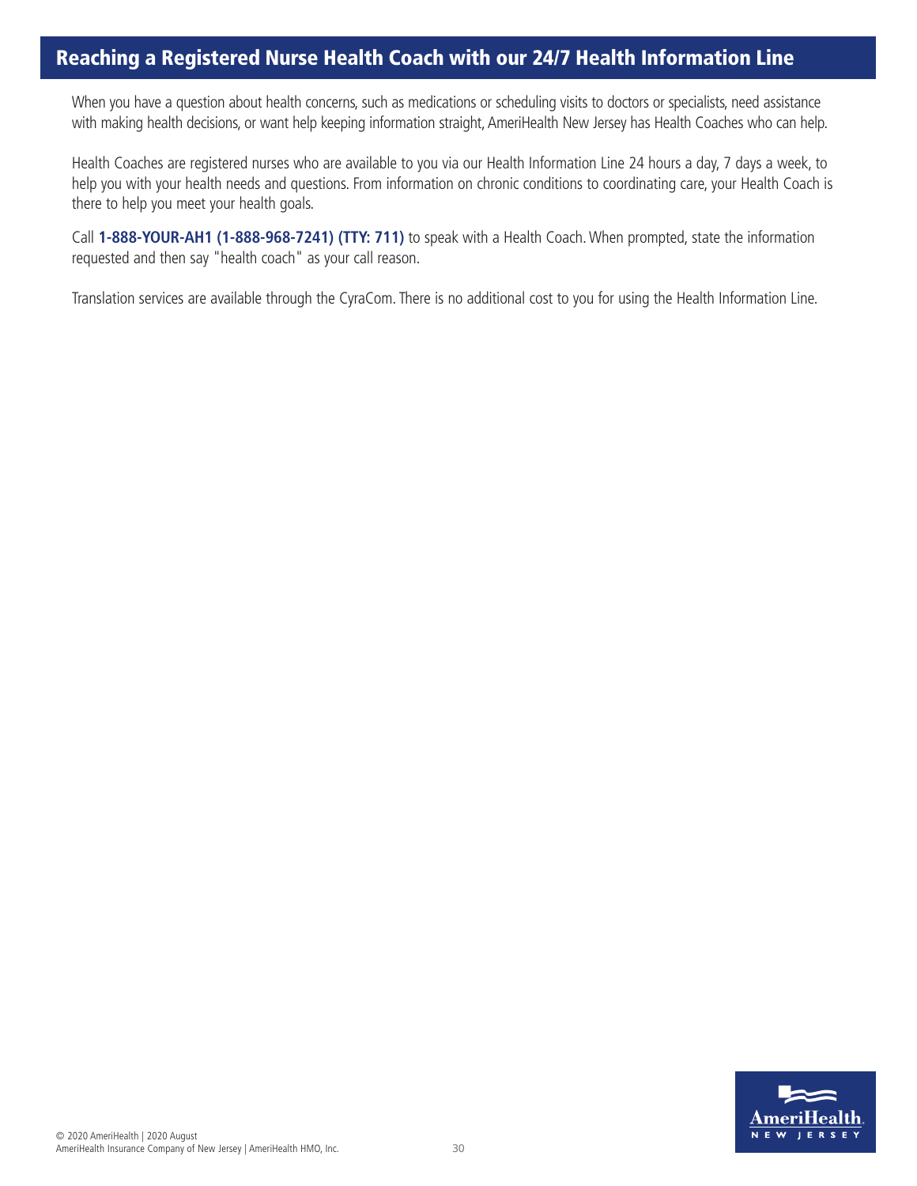## Reaching a Registered Nurse Health Coach with our 24/7 Health Information Line

When you have a question about health concerns, such as medications or scheduling visits to doctors or specialists, need assistance with making health decisions, or want help keeping information straight, AmeriHealth New Jersey has Health Coaches who can help.

Health Coaches are registered nurses who are available to you via our Health Information Line 24 hours a day, 7 days a week, to help you with your health needs and questions. From information on chronic conditions to coordinating care, your Health Coach is there to help you meet your health goals.

Call **1-888-YOUR-AH1 (1-888-968-7241) (TTY: 711)** to speak with a Health Coach. When prompted, state the information requested and then say "health coach" as your call reason.

Translation services are available through the CyraCom. There is no additional cost to you for using the Health Information Line.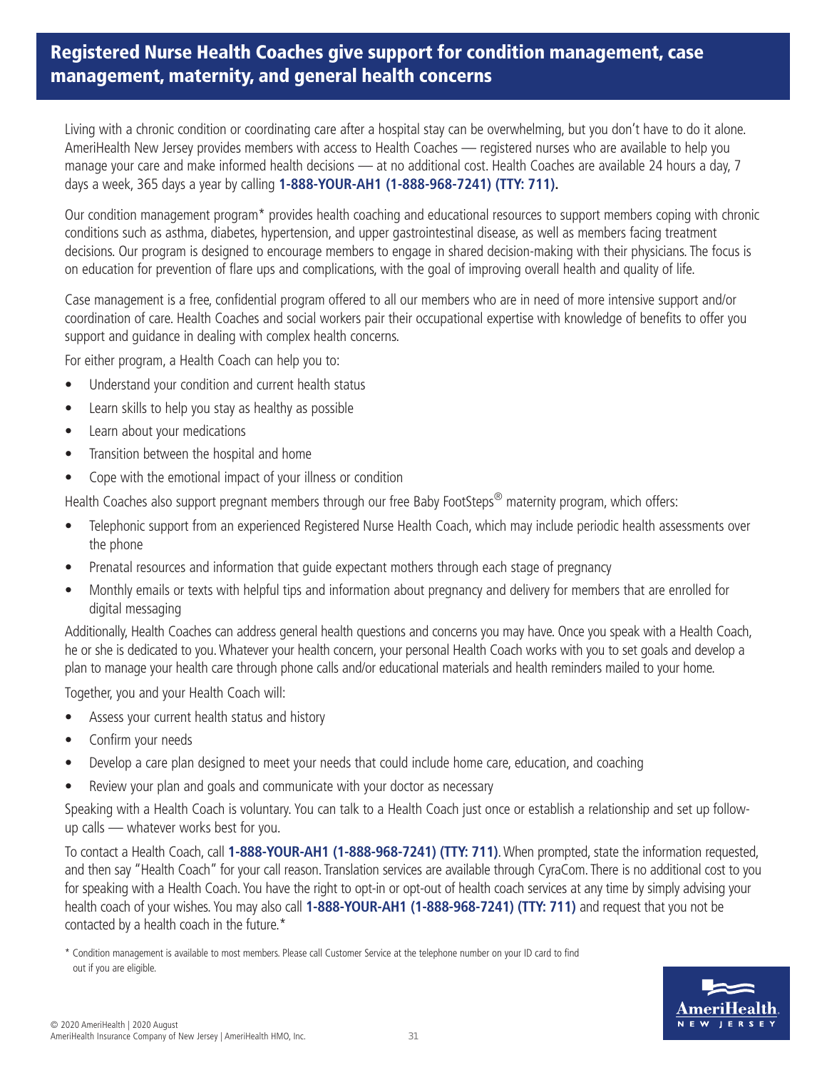## Registered Nurse Health Coaches give support for condition management, case management, maternity, and general health concerns

Living with a chronic condition or coordinating care after a hospital stay can be overwhelming, but you don't have to do it alone. AmeriHealth New Jersey provides members with access to Health Coaches — registered nurses who are available to help you manage your care and make informed health decisions — at no additional cost. Health Coaches are available 24 hours a day, 7 days a week, 365 days a year by calling **1-888-YOUR-AH1 (1-888-968-7241) (TTY: 711).**

Our condition management program* provides health coaching and educational resources to support members coping with chronic conditions such as asthma, diabetes, hypertension, and upper gastrointestinal disease, as well as members facing treatment decisions. Our program is designed to encourage members to engage in shared decision-making with their physicians. The focus is on education for prevention of flare ups and complications, with the goal of improving overall health and quality of life.

Case management is a free, confidential program offered to all our members who are in need of more intensive support and/or coordination of care. Health Coaches and social workers pair their occupational expertise with knowledge of benefits to offer you support and guidance in dealing with complex health concerns.

For either program, a Health Coach can help you to:

- Understand your condition and current health status
- Learn skills to help you stay as healthy as possible
- Learn about your medications
- Transition between the hospital and home
- Cope with the emotional impact of your illness or condition

Health Coaches also support pregnant members through our free Baby FootSteps® maternity program, which offers:

- Telephonic support from an experienced Registered Nurse Health Coach, which may include periodic health assessments over the phone
- Prenatal resources and information that guide expectant mothers through each stage of pregnancy
- Monthly emails or texts with helpful tips and information about pregnancy and delivery for members that are enrolled for digital messaging

Additionally, Health Coaches can address general health questions and concerns you may have. Once you speak with a Health Coach, he or she is dedicated to you. Whatever your health concern, your personal Health Coach works with you to set goals and develop a plan to manage your health care through phone calls and/or educational materials and health reminders mailed to your home.

Together, you and your Health Coach will:

- Assess your current health status and history
- Confirm your needs
- Develop a care plan designed to meet your needs that could include home care, education, and coaching
- Review your plan and goals and communicate with your doctor as necessary

Speaking with a Health Coach is voluntary. You can talk to a Health Coach just once or establish a relationship and set up follow-up calls — whatever works best for you.

To contact a Health Coach, call **1-888-YOUR-AH1 (1-888-968-7241) (TTY: 711)**. When prompted, state the information requested, and then say "Health Coach" for your call reason. Translation services are available through CyraCom. There is no additional cost to you for speaking with a Health Coach. You have the right to opt-in or opt-out of health coach services at any time by simply advising your health coach of your wishes. You may also call **1-888-YOUR-AH1 (1-888-968-7241) (TTY: 711)** and request that you not be contacted by a health coach in the future.*

\* Condition management is available to most members. Please call Customer Service at the telephone number on your ID card to find out if you are eligible.

© 2020 AmeriHealth | 2020 August
AmeriHealth Insurance Company of New Jersey | AmeriHealth HMO, Inc.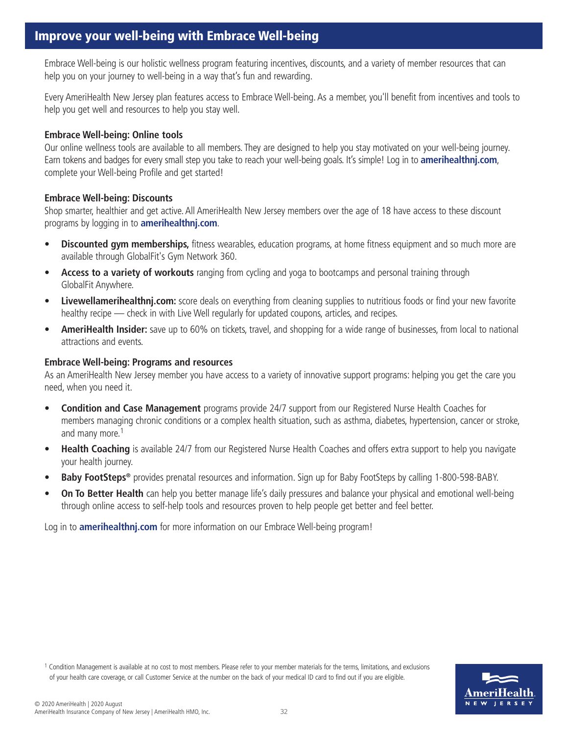## Improve your well-being with Embrace Well-being

Embrace Well-being is our holistic wellness program featuring incentives, discounts, and a variety of member resources that can help you on your journey to well-being in a way that's fun and rewarding.

Every AmeriHealth New Jersey plan features access to Embrace Well-being. As a member, you'll benefit from incentives and tools to help you get well and resources to help you stay well.

### Embrace Well-being: Online tools

Our online wellness tools are available to all members. They are designed to help you stay motivated on your well-being journey. Earn tokens and badges for every small step you take to reach your well-being goals. It's simple! Log in to **amerihealthnj.com**, complete your Well-being Profile and get started!

### Embrace Well-being: Discounts

Shop smarter, healthier and get active. All AmeriHealth New Jersey members over the age of 18 have access to these discount programs by logging in to **amerihealthnj.com**.

- **Discounted gym memberships,** fitness wearables, education programs, at home fitness equipment and so much more are available through GlobalFit's Gym Network 360.
- **Access to a variety of workouts** ranging from cycling and yoga to bootcamps and personal training through GlobalFit Anywhere.
- **Livewellamerihealthnj.com:** score deals on everything from cleaning supplies to nutritious foods or find your new favorite healthy recipe — check in with Live Well regularly for updated coupons, articles, and recipes.
- **AmeriHealth Insider:** save up to 60% on tickets, travel, and shopping for a wide range of businesses, from local to national attractions and events.

### Embrace Well-being: Programs and resources

As an AmeriHealth New Jersey member you have access to a variety of innovative support programs: helping you get the care you need, when you need it.

- **Condition and Case Management** programs provide 24/7 support from our Registered Nurse Health Coaches for members managing chronic conditions or a complex health situation, such as asthma, diabetes, hypertension, cancer or stroke, and many more.[1]
- **Health Coaching** is available 24/7 from our Registered Nurse Health Coaches and offers extra support to help you navigate your health journey.
- **Baby FootSteps®** provides prenatal resources and information. Sign up for Baby FootSteps by calling 1-800-598-BABY.
- **On To Better Health** can help you better manage life's daily pressures and balance your physical and emotional well-being through online access to self-help tools and resources proven to help people get better and feel better.

Log in to **amerihealthnj.com** for more information on our Embrace Well-being program!

[1] Condition Management is available at no cost to most members. Please refer to your member materials for the terms, limitations, and exclusions of your health care coverage, or call Customer Service at the number on the back of your medical ID card to find out if you are eligible.

© 2020 AmeriHealth | 2020 August
AmeriHealth Insurance Company of New Jersey | AmeriHealth HMO, Inc.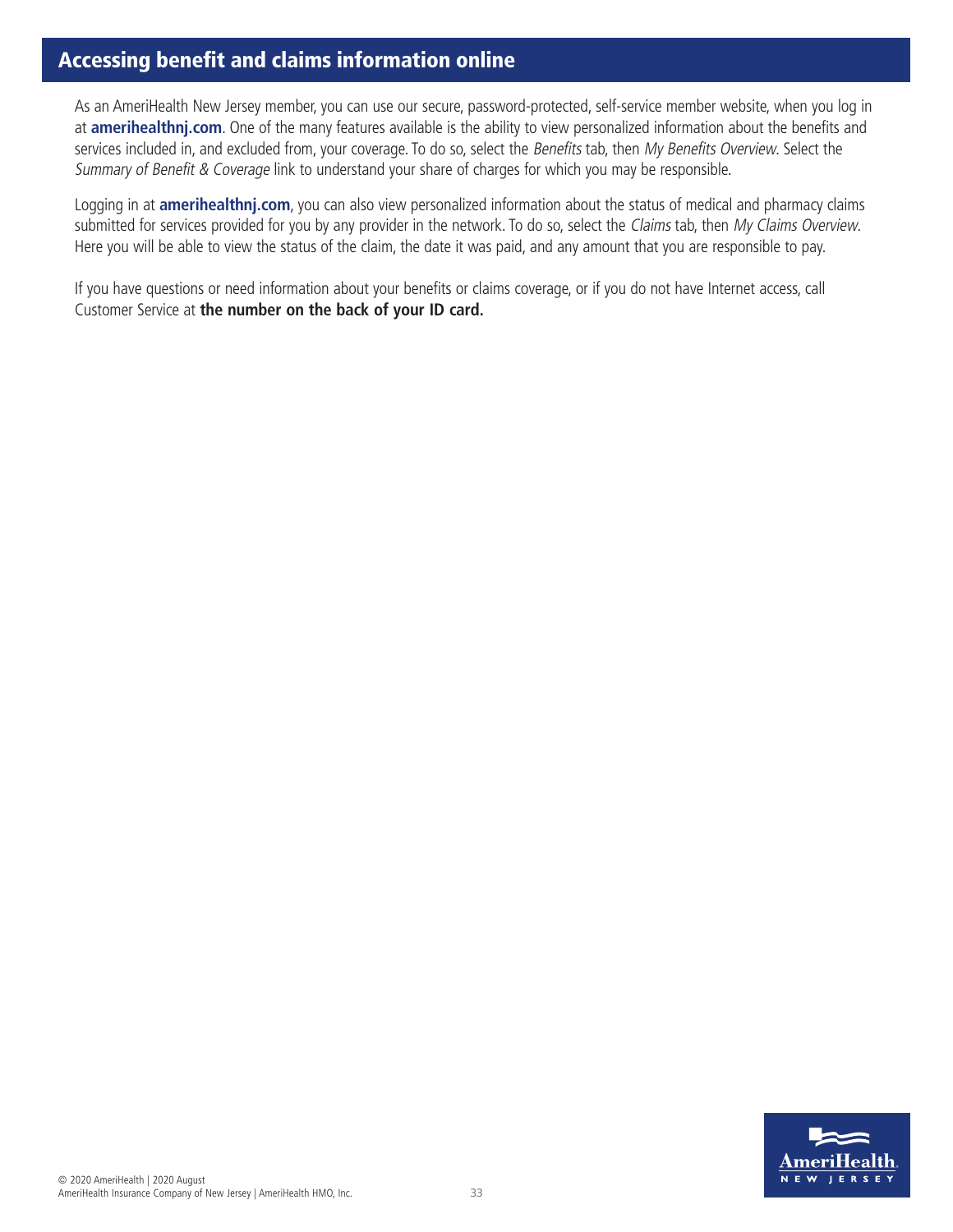## Accessing benefit and claims information online

As an AmeriHealth New Jersey member, you can use our secure, password-protected, self-service member website, when you log in at **amerihealthnj.com**. One of the many features available is the ability to view personalized information about the benefits and services included in, and excluded from, your coverage. To do so, select the *Benefits* tab, then *My Benefits Overview*. Select the *Summary of Benefit & Coverage* link to understand your share of charges for which you may be responsible.

Logging in at **amerihealthnj.com**, you can also view personalized information about the status of medical and pharmacy claims submitted for services provided for you by any provider in the network. To do so, select the *Claims* tab, then *My Claims Overview*. Here you will be able to view the status of the claim, the date it was paid, and any amount that you are responsible to pay.

If you have questions or need information about your benefits or claims coverage, or if you do not have Internet access, call Customer Service at **the number on the back of your ID card.**

© 2020 AmeriHealth | 2020 August
AmeriHealth Insurance Company of New Jersey | AmeriHealth HMO, Inc.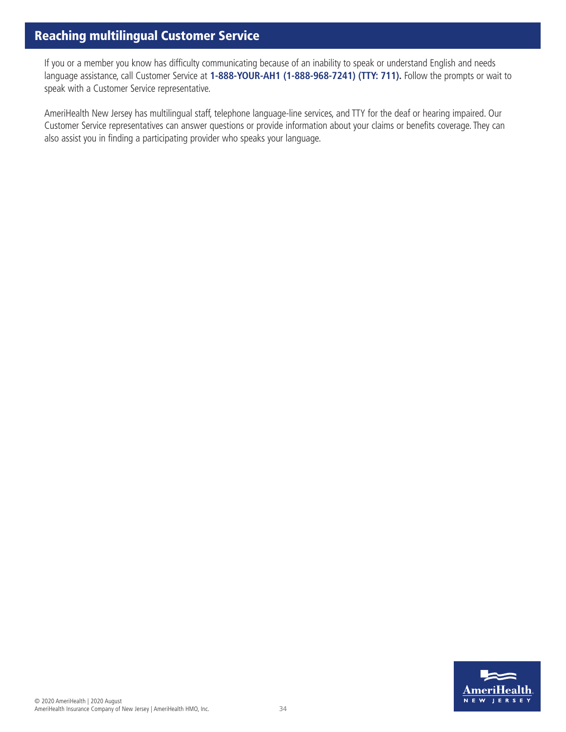## Reaching multilingual Customer Service

If you or a member you know has difficulty communicating because of an inability to speak or understand English and needs language assistance, call Customer Service at **1-888-YOUR-AH1 (1-888-968-7241) (TTY: 711).** Follow the prompts or wait to speak with a Customer Service representative.

AmeriHealth New Jersey has multilingual staff, telephone language-line services, and TTY for the deaf or hearing impaired. Our Customer Service representatives can answer questions or provide information about your claims or benefits coverage. They can also assist you in finding a participating provider who speaks your language.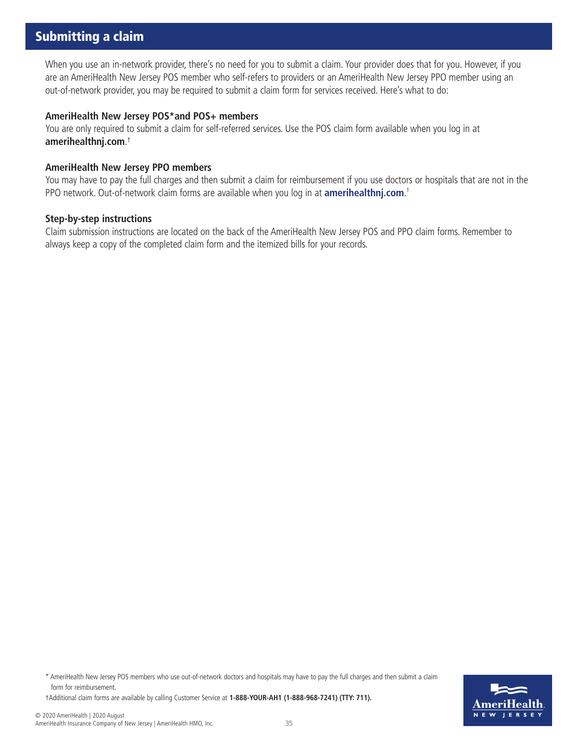## Submitting a claim

When you use an in-network provider, there's no need for you to submit a claim. Your provider does that for you. However, if you are an AmeriHealth New Jersey POS member who self-refers to providers or an AmeriHealth New Jersey PPO member using an out-of-network provider, you may be required to submit a claim form for services received. Here's what to do:

**AmeriHealth New Jersey POS*and POS+ members**

You are only required to submit a claim for self-referred services. Use the POS claim form available when you log in at **amerihealthnj.com**.†

**AmeriHealth New Jersey PPO members**

You may have to pay the full charges and then submit a claim for reimbursement if you use doctors or hospitals that are not in the PPO network. Out-of-network claim forms are available when you log in at **amerihealthnj.com**.†

**Step-by-step instructions**

Claim submission instructions are located on the back of the AmeriHealth New Jersey POS and PPO claim forms. Remember to always keep a copy of the completed claim form and the itemized bills for your records.

* AmeriHealth New Jersey POS members who use out-of-network doctors and hospitals may have to pay the full charges and then submit a claim form for reimbursement.

†Additional claim forms are available by calling Customer Service at **1-888-YOUR-AH1 (1-888-968-7241) (TTY: 711).**

© 2020 AmeriHealth | 2020 August
AmeriHealth Insurance Company of New Jersey | AmeriHealth HMO, Inc.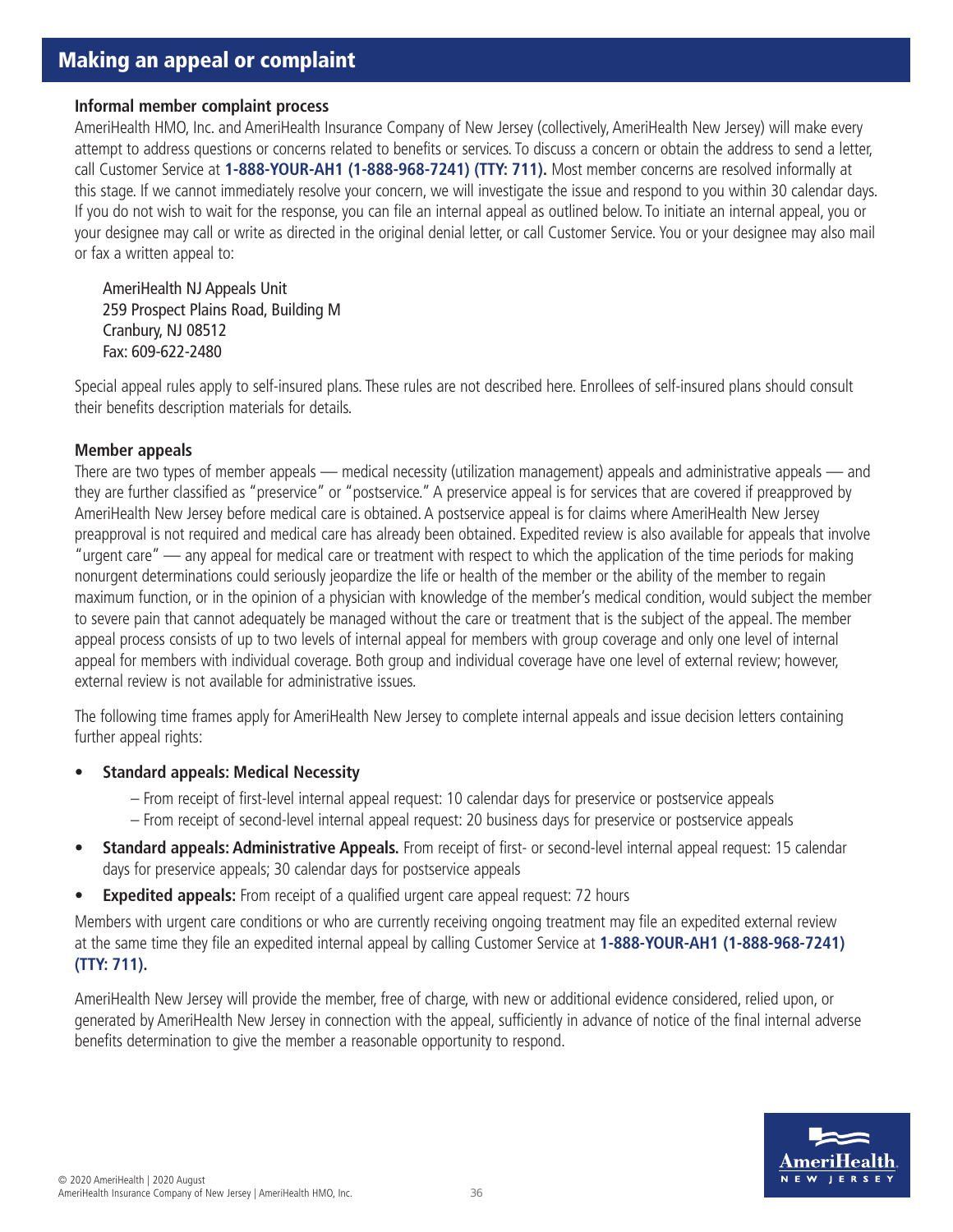## Making an appeal or complaint

### Informal member complaint process

AmeriHealth HMO, Inc. and AmeriHealth Insurance Company of New Jersey (collectively, AmeriHealth New Jersey) will make every attempt to address questions or concerns related to benefits or services. To discuss a concern or obtain the address to send a letter, call Customer Service at **1-888-YOUR-AH1 (1-888-968-7241) (TTY: 711).** Most member concerns are resolved informally at this stage. If we cannot immediately resolve your concern, we will investigate the issue and respond to you within 30 calendar days. If you do not wish to wait for the response, you can file an internal appeal as outlined below. To initiate an internal appeal, you or your designee may call or write as directed in the original denial letter, or call Customer Service. You or your designee may also mail or fax a written appeal to:

AmeriHealth NJ Appeals Unit
259 Prospect Plains Road, Building M
Cranbury, NJ 08512
Fax: 609-622-2480

Special appeal rules apply to self-insured plans. These rules are not described here. Enrollees of self-insured plans should consult their benefits description materials for details.

### Member appeals

There are two types of member appeals — medical necessity (utilization management) appeals and administrative appeals — and they are further classified as "preservice" or "postservice." A preservice appeal is for services that are covered if preapproved by AmeriHealth New Jersey before medical care is obtained. A postservice appeal is for claims where AmeriHealth New Jersey preapproval is not required and medical care has already been obtained. Expedited review is also available for appeals that involve "urgent care" — any appeal for medical care or treatment with respect to which the application of the time periods for making nonurgent determinations could seriously jeopardize the life or health of the member or the ability of the member to regain maximum function, or in the opinion of a physician with knowledge of the member's medical condition, would subject the member to severe pain that cannot adequately be managed without the care or treatment that is the subject of the appeal. The member appeal process consists of up to two levels of internal appeal for members with group coverage and only one level of internal appeal for members with individual coverage. Both group and individual coverage have one level of external review; however, external review is not available for administrative issues.

The following time frames apply for AmeriHealth New Jersey to complete internal appeals and issue decision letters containing further appeal rights:

- **Standard appeals: Medical Necessity**
  - From receipt of first-level internal appeal request: 10 calendar days for preservice or postservice appeals
  - From receipt of second-level internal appeal request: 20 business days for preservice or postservice appeals
- **Standard appeals: Administrative Appeals.** From receipt of first- or second-level internal appeal request: 15 calendar days for preservice appeals; 30 calendar days for postservice appeals
- **Expedited appeals:** From receipt of a qualified urgent care appeal request: 72 hours

Members with urgent care conditions or who are currently receiving ongoing treatment may file an expedited external review at the same time they file an expedited internal appeal by calling Customer Service at **1-888-YOUR-AH1 (1-888-968-7241) (TTY: 711).**

AmeriHealth New Jersey will provide the member, free of charge, with new or additional evidence considered, relied upon, or generated by AmeriHealth New Jersey in connection with the appeal, sufficiently in advance of notice of the final internal adverse benefits determination to give the member a reasonable opportunity to respond.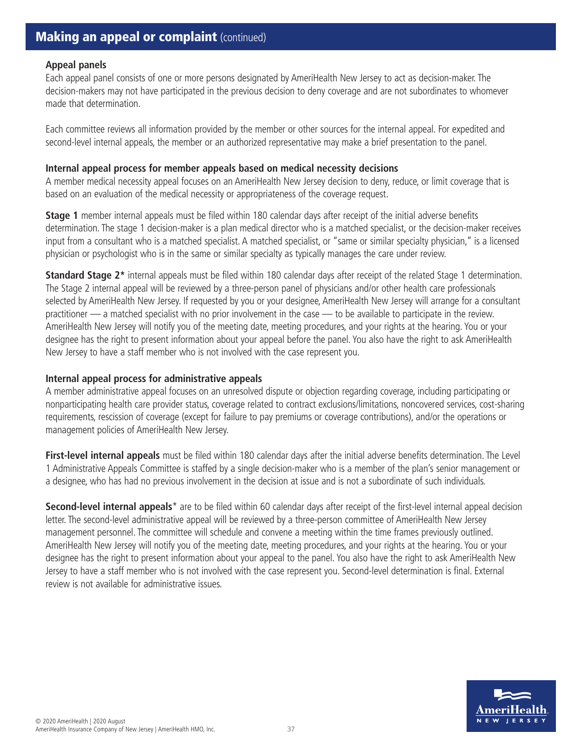## Making an appeal or complaint (continued)

### Appeal panels

Each appeal panel consists of one or more persons designated by AmeriHealth New Jersey to act as decision-maker. The decision-makers may not have participated in the previous decision to deny coverage and are not subordinates to whomever made that determination.

Each committee reviews all information provided by the member or other sources for the internal appeal. For expedited and second-level internal appeals, the member or an authorized representative may make a brief presentation to the panel.

### Internal appeal process for member appeals based on medical necessity decisions

A member medical necessity appeal focuses on an AmeriHealth New Jersey decision to deny, reduce, or limit coverage that is based on an evaluation of the medical necessity or appropriateness of the coverage request.

**Stage 1** member internal appeals must be filed within 180 calendar days after receipt of the initial adverse benefits determination. The stage 1 decision-maker is a plan medical director who is a matched specialist, or the decision-maker receives input from a consultant who is a matched specialist. A matched specialist, or "same or similar specialty physician," is a licensed physician or psychologist who is in the same or similar specialty as typically manages the care under review.

**Standard Stage 2*** internal appeals must be filed within 180 calendar days after receipt of the related Stage 1 determination. The Stage 2 internal appeal will be reviewed by a three-person panel of physicians and/or other health care professionals selected by AmeriHealth New Jersey. If requested by you or your designee, AmeriHealth New Jersey will arrange for a consultant practitioner — a matched specialist with no prior involvement in the case — to be available to participate in the review. AmeriHealth New Jersey will notify you of the meeting date, meeting procedures, and your rights at the hearing. You or your designee has the right to present information about your appeal before the panel. You also have the right to ask AmeriHealth New Jersey to have a staff member who is not involved with the case represent you.

### Internal appeal process for administrative appeals

A member administrative appeal focuses on an unresolved dispute or objection regarding coverage, including participating or nonparticipating health care provider status, coverage related to contract exclusions/limitations, noncovered services, cost-sharing requirements, rescission of coverage (except for failure to pay premiums or coverage contributions), and/or the operations or management policies of AmeriHealth New Jersey.

**First-level internal appeals** must be filed within 180 calendar days after the initial adverse benefits determination. The Level 1 Administrative Appeals Committee is staffed by a single decision-maker who is a member of the plan's senior management or a designee, who has had no previous involvement in the decision at issue and is not a subordinate of such individuals.

**Second-level internal appeals*** are to be filed within 60 calendar days after receipt of the first-level internal appeal decision letter. The second-level administrative appeal will be reviewed by a three-person committee of AmeriHealth New Jersey management personnel. The committee will schedule and convene a meeting within the time frames previously outlined. AmeriHealth New Jersey will notify you of the meeting date, meeting procedures, and your rights at the hearing. You or your designee has the right to present information about your appeal to the panel. You also have the right to ask AmeriHealth New Jersey to have a staff member who is not involved with the case represent you. Second-level determination is final. External review is not available for administrative issues.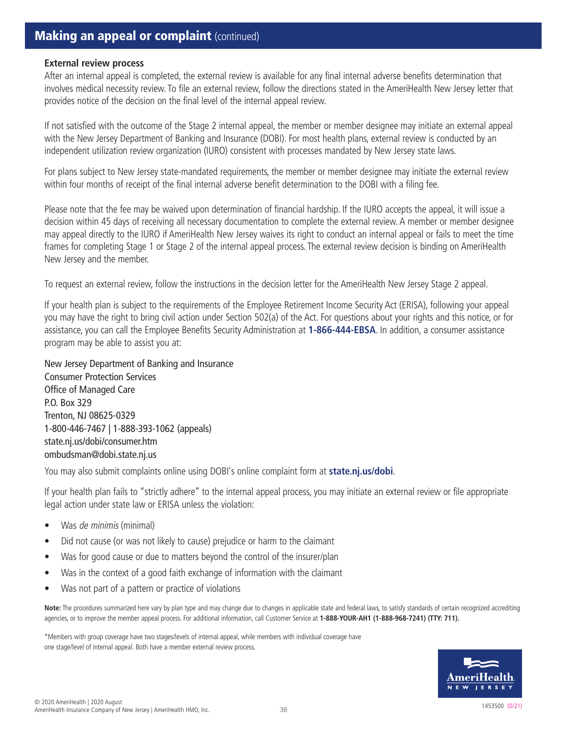## Making an appeal or complaint (continued)

**External review process**

After an internal appeal is completed, the external review is available for any final internal adverse benefits determination that involves medical necessity review. To file an external review, follow the directions stated in the AmeriHealth New Jersey letter that provides notice of the decision on the final level of the internal appeal review.

If not satisfied with the outcome of the Stage 2 internal appeal, the member or member designee may initiate an external appeal with the New Jersey Department of Banking and Insurance (DOBI). For most health plans, external review is conducted by an independent utilization review organization (IURO) consistent with processes mandated by New Jersey state laws.

For plans subject to New Jersey state-mandated requirements, the member or member designee may initiate the external review within four months of receipt of the final internal adverse benefit determination to the DOBI with a filing fee.

Please note that the fee may be waived upon determination of financial hardship. If the IURO accepts the appeal, it will issue a decision within 45 days of receiving all necessary documentation to complete the external review. A member or member designee may appeal directly to the IURO if AmeriHealth New Jersey waives its right to conduct an internal appeal or fails to meet the time frames for completing Stage 1 or Stage 2 of the internal appeal process. The external review decision is binding on AmeriHealth New Jersey and the member.

To request an external review, follow the instructions in the decision letter for the AmeriHealth New Jersey Stage 2 appeal.

If your health plan is subject to the requirements of the Employee Retirement Income Security Act (ERISA), following your appeal you may have the right to bring civil action under Section 502(a) of the Act. For questions about your rights and this notice, or for assistance, you can call the Employee Benefits Security Administration at **1-866-444-EBSA**. In addition, a consumer assistance program may be able to assist you at:

New Jersey Department of Banking and Insurance
Consumer Protection Services
Office of Managed Care
P.O. Box 329
Trenton, NJ 08625-0329
1-800-446-7467 | 1-888-393-1062 (appeals)
state.nj.us/dobi/consumer.htm
ombudsman@dobi.state.nj.us

You may also submit complaints online using DOBI's online complaint form at **state.nj.us/dobi**.

If your health plan fails to "strictly adhere" to the internal appeal process, you may initiate an external review or file appropriate legal action under state law or ERISA unless the violation:

- Was *de minimis* (minimal)
- Did not cause (or was not likely to cause) prejudice or harm to the claimant
- Was for good cause or due to matters beyond the control of the insurer/plan
- Was in the context of a good faith exchange of information with the claimant
- Was not part of a pattern or practice of violations

**Note:** The procedures summarized here vary by plan type and may change due to changes in applicable state and federal laws, to satisfy standards of certain recognized accrediting agencies, or to improve the member appeal process. For additional information, call Customer Service at **1-888-YOUR-AH1 (1-888-968-7241) (TTY: 711).**

*Members with group coverage have two stages/levels of internal appeal, while members with individual coverage have one stage/level of internal appeal. Both have a member external review process.

© 2020 AmeriHealth | 2020 August
AmeriHealth Insurance Company of New Jersey | AmeriHealth HMO, Inc.

1453500 (0/21)